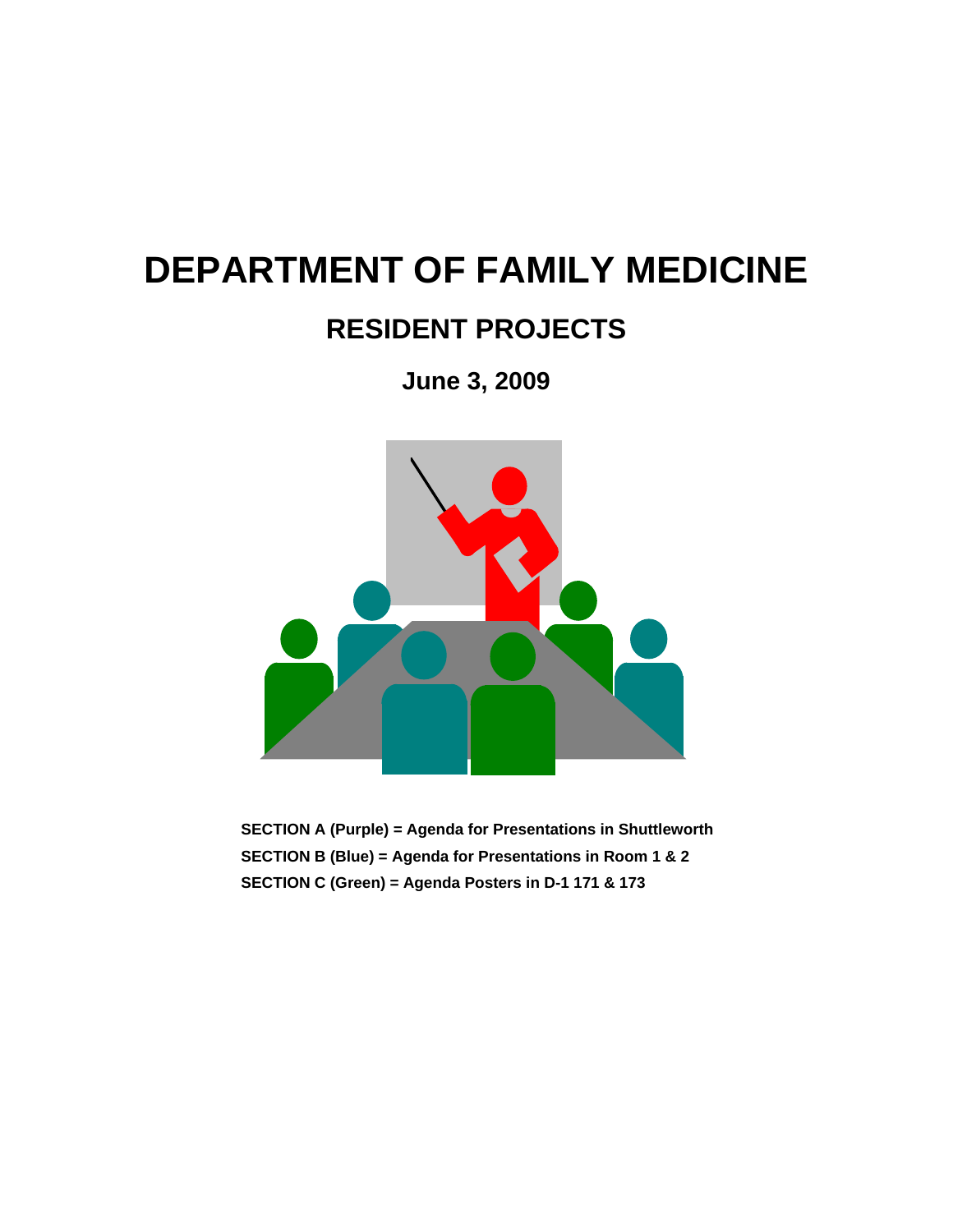# DEPARTMENT OF FAMILY MEDICINE

## RESIDENT PROJECTS

### June 3, 2009

**SECTION A (Purple) = Agenda for Presentations in Shuttleworth**
**SECTION B (Blue) = Agenda for Presentations in Room 1 & 2**
**SECTION C (Green) = Agenda Posters in D-1 171 & 173**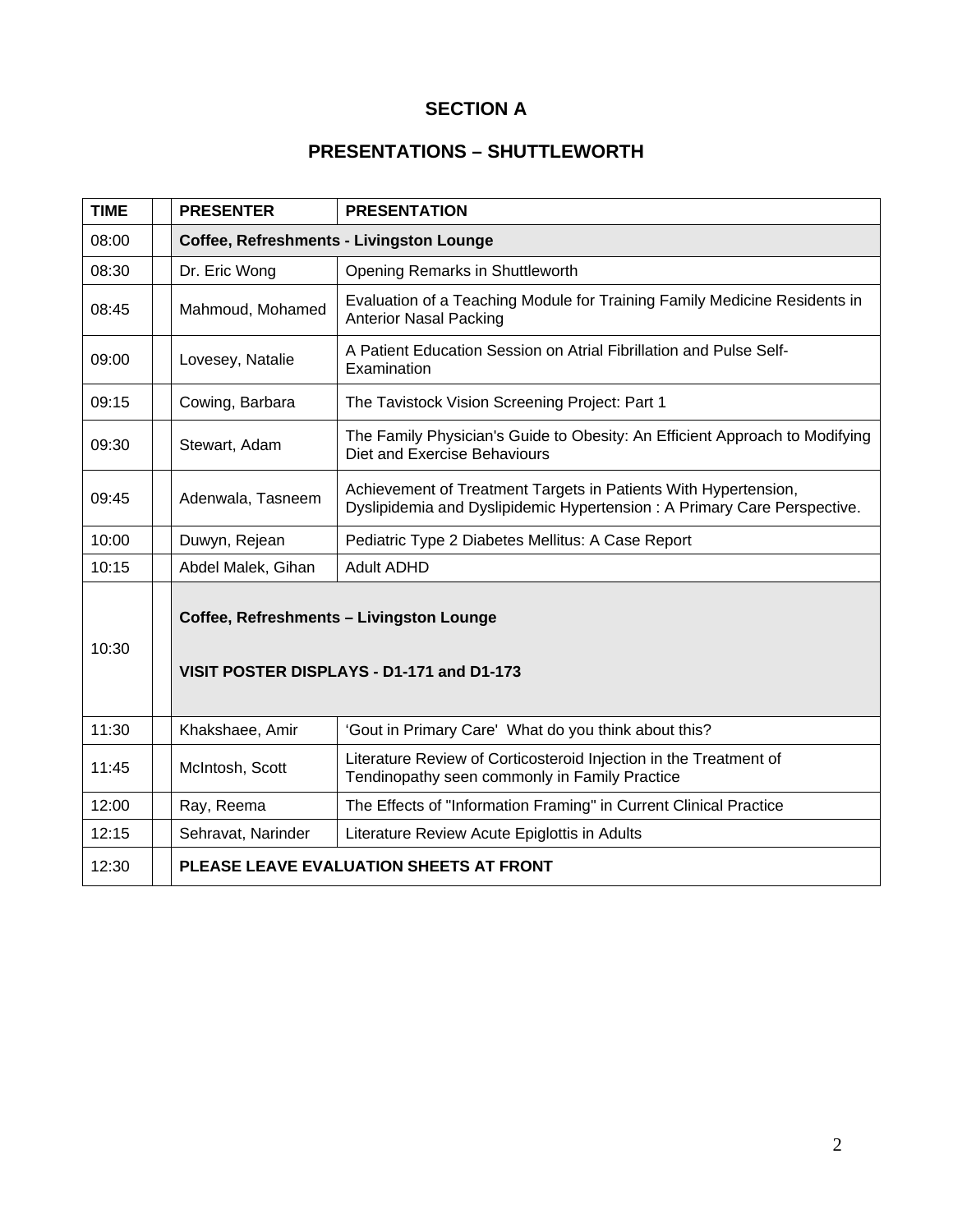# SECTION A

## PRESENTATIONS – SHUTTLEWORTH

| TIME | | PRESENTER | PRESENTATION |
|---|---|---|---|
| 08:00 | | **Coffee, Refreshments - Livingston Lounge** | |
| 08:30 | | Dr. Eric Wong | Opening Remarks in Shuttleworth |
| 08:45 | | Mahmoud, Mohamed | Evaluation of a Teaching Module for Training Family Medicine Residents in Anterior Nasal Packing |
| 09:00 | | Lovesey, Natalie | A Patient Education Session on Atrial Fibrillation and Pulse Self-Examination |
| 09:15 | | Cowing, Barbara | The Tavistock Vision Screening Project: Part 1 |
| 09:30 | | Stewart, Adam | The Family Physician's Guide to Obesity: An Efficient Approach to Modifying Diet and Exercise Behaviours |
| 09:45 | | Adenwala, Tasneem | Achievement of Treatment Targets in Patients With Hypertension, Dyslipidemia and Dyslipidemic Hypertension : A Primary Care Perspective. |
| 10:00 | | Duwyn, Rejean | Pediatric Type 2 Diabetes Mellitus: A Case Report |
| 10:15 | | Abdel Malek, Gihan | Adult ADHD |
| 10:30 | | **Coffee, Refreshments – Livingston Lounge**<br><br>**VISIT POSTER DISPLAYS - D1-171 and D1-173** | |
| 11:30 | | Khakshaee, Amir | 'Gout in Primary Care' What do you think about this? |
| 11:45 | | McIntosh, Scott | Literature Review of Corticosteroid Injection in the Treatment of Tendinopathy seen commonly in Family Practice |
| 12:00 | | Ray, Reema | The Effects of "Information Framing" in Current Clinical Practice |
| 12:15 | | Sehravat, Narinder | Literature Review Acute Epiglottis in Adults |
| 12:30 | | **PLEASE LEAVE EVALUATION SHEETS AT FRONT** | |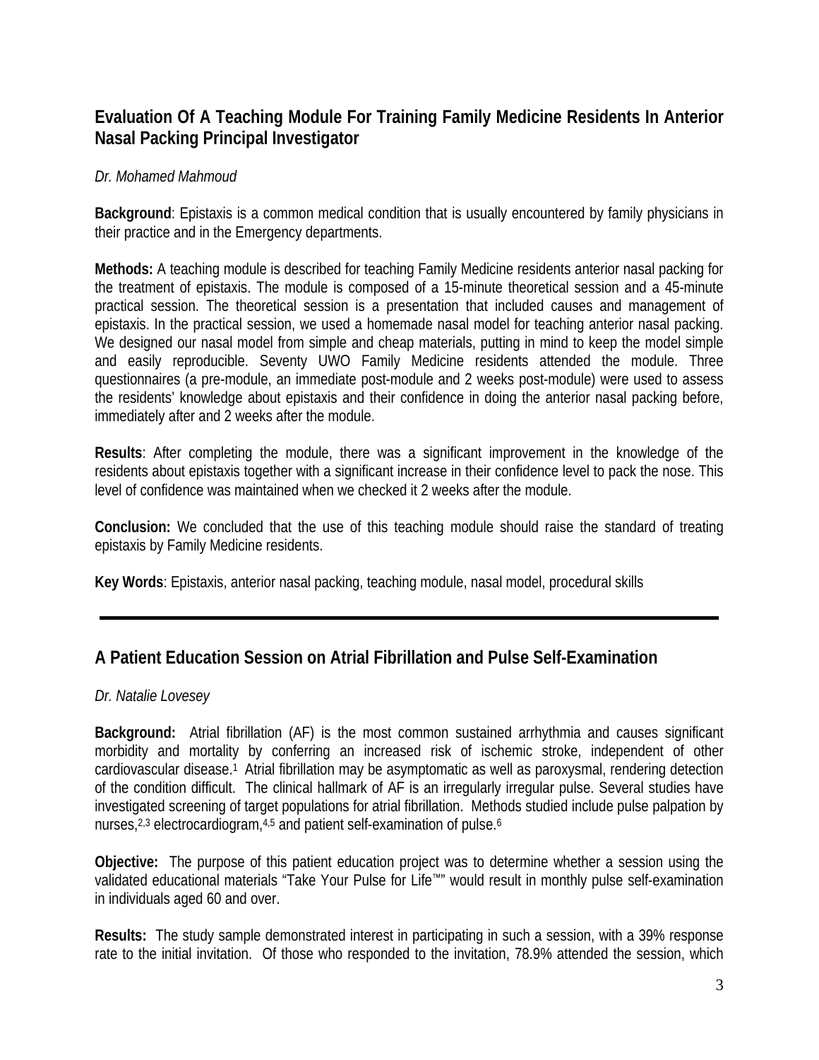## Evaluation Of A Teaching Module For Training Family Medicine Residents In Anterior Nasal Packing Principal Investigator

*Dr. Mohamed Mahmoud*

**Background**: Epistaxis is a common medical condition that is usually encountered by family physicians in their practice and in the Emergency departments.

**Methods:** A teaching module is described for teaching Family Medicine residents anterior nasal packing for the treatment of epistaxis. The module is composed of a 15-minute theoretical session and a 45-minute practical session. The theoretical session is a presentation that included causes and management of epistaxis. In the practical session, we used a homemade nasal model for teaching anterior nasal packing. We designed our nasal model from simple and cheap materials, putting in mind to keep the model simple and easily reproducible. Seventy UWO Family Medicine residents attended the module. Three questionnaires (a pre-module, an immediate post-module and 2 weeks post-module) were used to assess the residents' knowledge about epistaxis and their confidence in doing the anterior nasal packing before, immediately after and 2 weeks after the module.

**Results**: After completing the module, there was a significant improvement in the knowledge of the residents about epistaxis together with a significant increase in their confidence level to pack the nose. This level of confidence was maintained when we checked it 2 weeks after the module.

**Conclusion:** We concluded that the use of this teaching module should raise the standard of treating epistaxis by Family Medicine residents.

**Key Words**: Epistaxis, anterior nasal packing, teaching module, nasal model, procedural skills

---

## A Patient Education Session on Atrial Fibrillation and Pulse Self-Examination

*Dr. Natalie Lovesey*

**Background:** Atrial fibrillation (AF) is the most common sustained arrhythmia and causes significant morbidity and mortality by conferring an increased risk of ischemic stroke, independent of other cardiovascular disease.[1] Atrial fibrillation may be asymptomatic as well as paroxysmal, rendering detection of the condition difficult. The clinical hallmark of AF is an irregularly irregular pulse. Several studies have investigated screening of target populations for atrial fibrillation. Methods studied include pulse palpation by nurses,[2,3] electrocardiogram,[4,5] and patient self-examination of pulse.[6]

**Objective:** The purpose of this patient education project was to determine whether a session using the validated educational materials "Take Your Pulse for Life™" would result in monthly pulse self-examination in individuals aged 60 and over.

**Results:** The study sample demonstrated interest in participating in such a session, with a 39% response rate to the initial invitation. Of those who responded to the invitation, 78.9% attended the session, which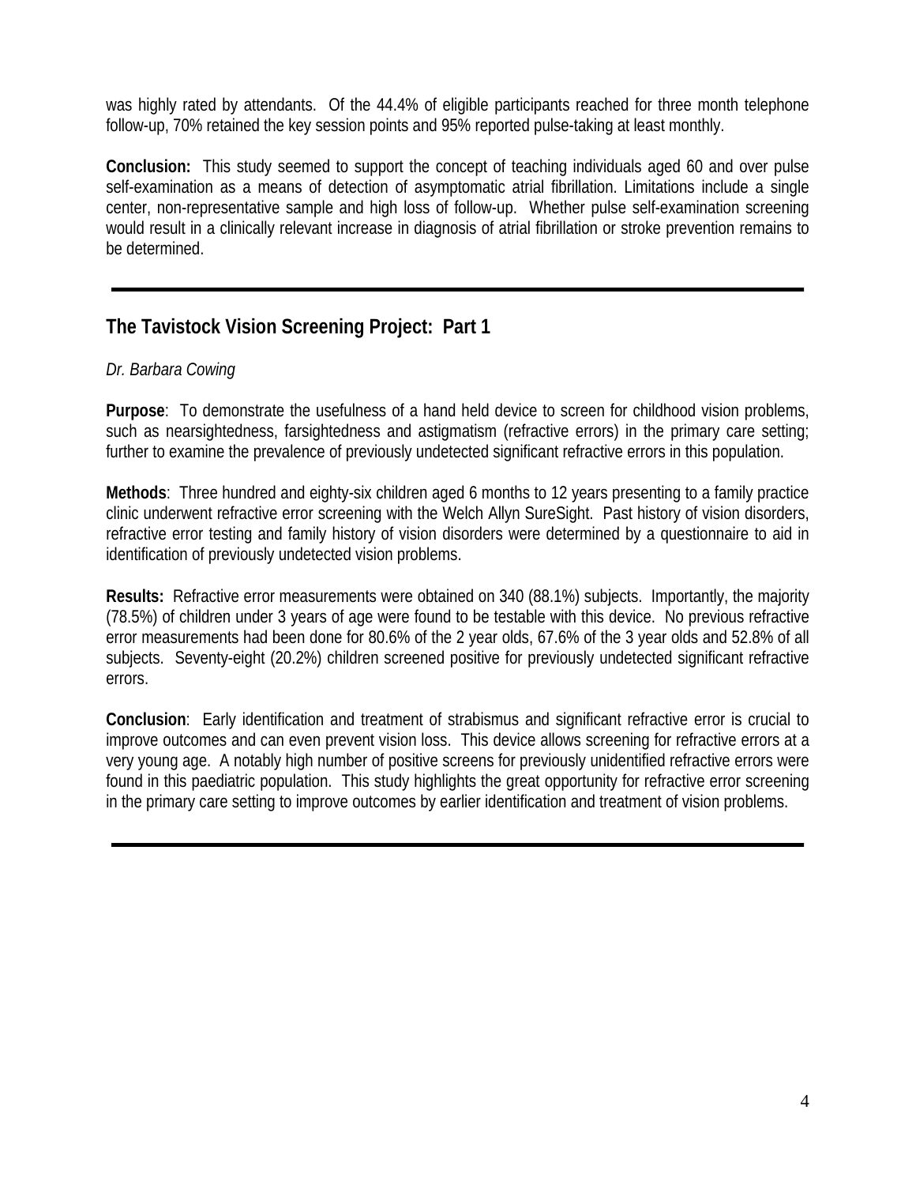was highly rated by attendants. Of the 44.4% of eligible participants reached for three month telephone follow-up, 70% retained the key session points and 95% reported pulse-taking at least monthly.

**Conclusion:** This study seemed to support the concept of teaching individuals aged 60 and over pulse self-examination as a means of detection of asymptomatic atrial fibrillation. Limitations include a single center, non-representative sample and high loss of follow-up. Whether pulse self-examination screening would result in a clinically relevant increase in diagnosis of atrial fibrillation or stroke prevention remains to be determined.

---

## The Tavistock Vision Screening Project: Part 1

*Dr. Barbara Cowing*

**Purpose**: To demonstrate the usefulness of a hand held device to screen for childhood vision problems, such as nearsightedness, farsightedness and astigmatism (refractive errors) in the primary care setting; further to examine the prevalence of previously undetected significant refractive errors in this population.

**Methods**: Three hundred and eighty-six children aged 6 months to 12 years presenting to a family practice clinic underwent refractive error screening with the Welch Allyn SureSight. Past history of vision disorders, refractive error testing and family history of vision disorders were determined by a questionnaire to aid in identification of previously undetected vision problems.

**Results:** Refractive error measurements were obtained on 340 (88.1%) subjects. Importantly, the majority (78.5%) of children under 3 years of age were found to be testable with this device. No previous refractive error measurements had been done for 80.6% of the 2 year olds, 67.6% of the 3 year olds and 52.8% of all subjects. Seventy-eight (20.2%) children screened positive for previously undetected significant refractive errors.

**Conclusion**: Early identification and treatment of strabismus and significant refractive error is crucial to improve outcomes and can even prevent vision loss. This device allows screening for refractive errors at a very young age. A notably high number of positive screens for previously unidentified refractive errors were found in this paediatric population. This study highlights the great opportunity for refractive error screening in the primary care setting to improve outcomes by earlier identification and treatment of vision problems.

---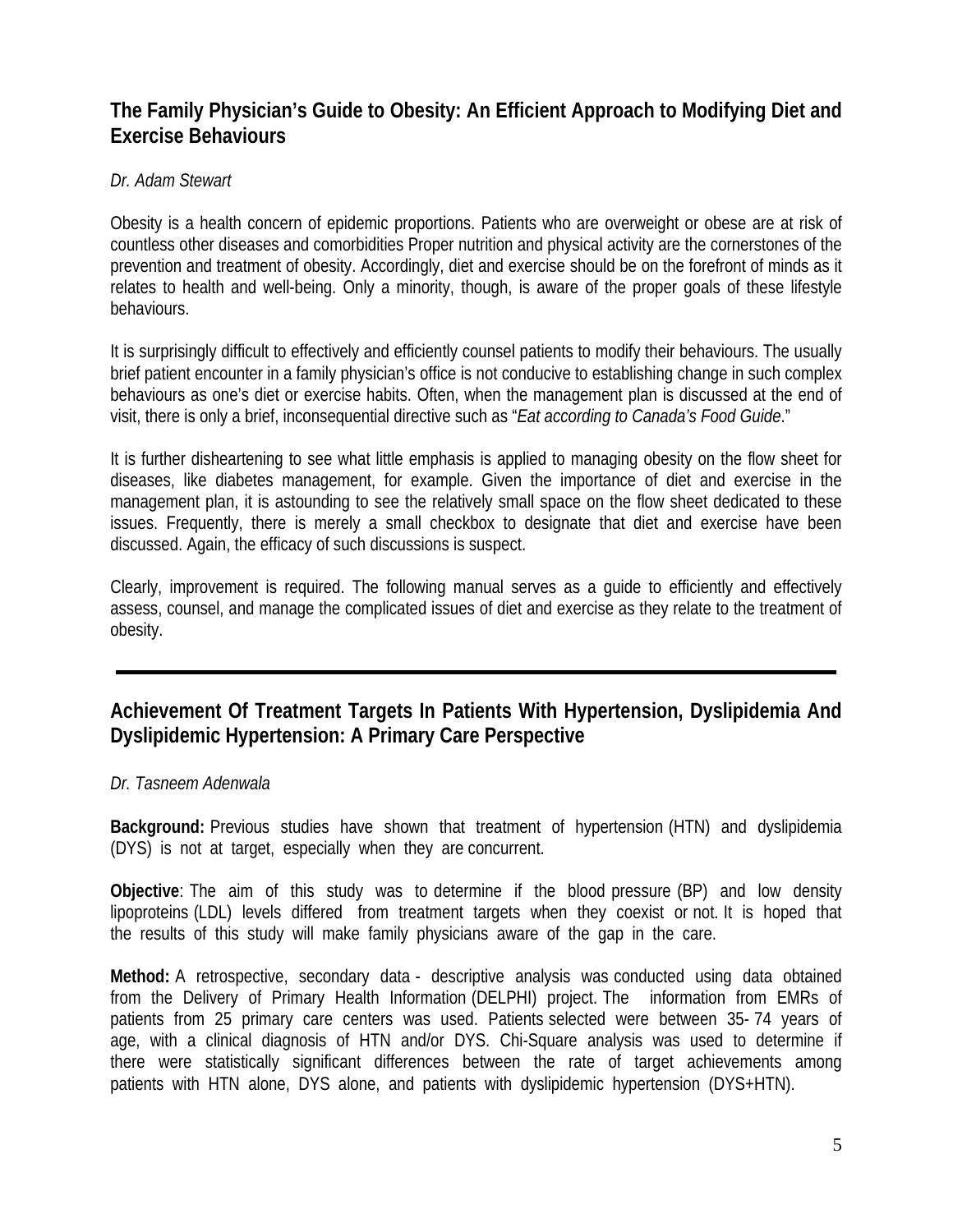## The Family Physician's Guide to Obesity: An Efficient Approach to Modifying Diet and Exercise Behaviours

*Dr. Adam Stewart*

Obesity is a health concern of epidemic proportions. Patients who are overweight or obese are at risk of countless other diseases and comorbidities Proper nutrition and physical activity are the cornerstones of the prevention and treatment of obesity. Accordingly, diet and exercise should be on the forefront of minds as it relates to health and well-being. Only a minority, though, is aware of the proper goals of these lifestyle behaviours.

It is surprisingly difficult to effectively and efficiently counsel patients to modify their behaviours. The usually brief patient encounter in a family physician's office is not conducive to establishing change in such complex behaviours as one's diet or exercise habits. Often, when the management plan is discussed at the end of visit, there is only a brief, inconsequential directive such as "*Eat according to Canada's Food Guide*."

It is further disheartening to see what little emphasis is applied to managing obesity on the flow sheet for diseases, like diabetes management, for example. Given the importance of diet and exercise in the management plan, it is astounding to see the relatively small space on the flow sheet dedicated to these issues. Frequently, there is merely a small checkbox to designate that diet and exercise have been discussed. Again, the efficacy of such discussions is suspect.

Clearly, improvement is required. The following manual serves as a guide to efficiently and effectively assess, counsel, and manage the complicated issues of diet and exercise as they relate to the treatment of obesity.

---

## Achievement Of Treatment Targets In Patients With Hypertension, Dyslipidemia And Dyslipidemic Hypertension: A Primary Care Perspective

*Dr. Tasneem Adenwala*

**Background:** Previous studies have shown that treatment of hypertension (HTN) and dyslipidemia (DYS) is not at target, especially when they are concurrent.

**Objective**: The aim of this study was to determine if the blood pressure (BP) and low density lipoproteins (LDL) levels differed from treatment targets when they coexist or not. It is hoped that the results of this study will make family physicians aware of the gap in the care.

**Method:** A retrospective, secondary data - descriptive analysis was conducted using data obtained from the Delivery of Primary Health Information (DELPHI) project. The information from EMRs of patients from 25 primary care centers was used. Patients selected were between 35- 74 years of age, with a clinical diagnosis of HTN and/or DYS. Chi-Square analysis was used to determine if there were statistically significant differences between the rate of target achievements among patients with HTN alone, DYS alone, and patients with dyslipidemic hypertension (DYS+HTN).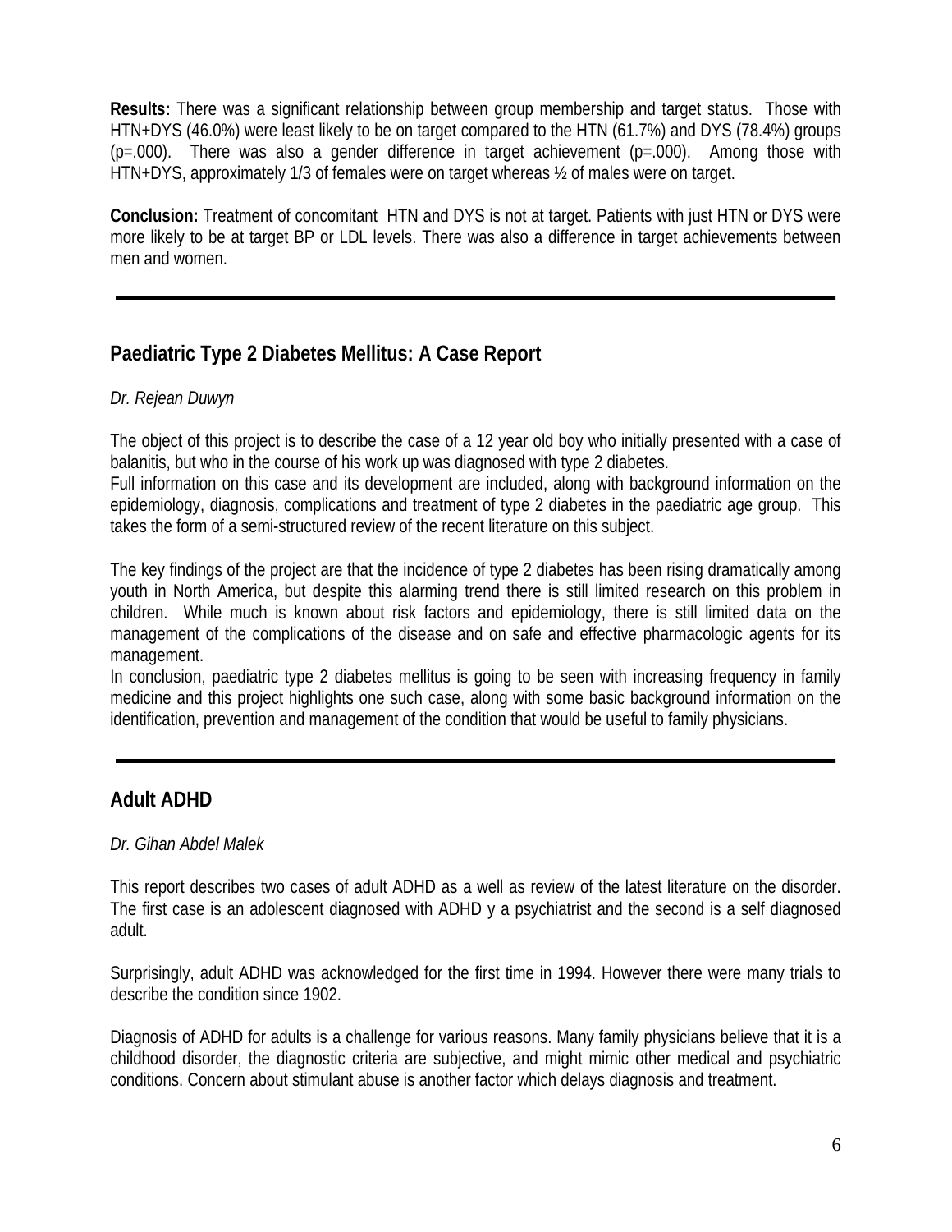**Results:** There was a significant relationship between group membership and target status. Those with HTN+DYS (46.0%) were least likely to be on target compared to the HTN (61.7%) and DYS (78.4%) groups (p=.000). There was also a gender difference in target achievement (p=.000). Among those with HTN+DYS, approximately 1/3 of females were on target whereas ½ of males were on target.

**Conclusion:** Treatment of concomitant HTN and DYS is not at target. Patients with just HTN or DYS were more likely to be at target BP or LDL levels. There was also a difference in target achievements between men and women.

---

## Paediatric Type 2 Diabetes Mellitus: A Case Report

*Dr. Rejean Duwyn*

The object of this project is to describe the case of a 12 year old boy who initially presented with a case of balanitis, but who in the course of his work up was diagnosed with type 2 diabetes.
Full information on this case and its development are included, along with background information on the epidemiology, diagnosis, complications and treatment of type 2 diabetes in the paediatric age group. This takes the form of a semi-structured review of the recent literature on this subject.

The key findings of the project are that the incidence of type 2 diabetes has been rising dramatically among youth in North America, but despite this alarming trend there is still limited research on this problem in children. While much is known about risk factors and epidemiology, there is still limited data on the management of the complications of the disease and on safe and effective pharmacologic agents for its management.
In conclusion, paediatric type 2 diabetes mellitus is going to be seen with increasing frequency in family medicine and this project highlights one such case, along with some basic background information on the identification, prevention and management of the condition that would be useful to family physicians.

---

## Adult ADHD

*Dr. Gihan Abdel Malek*

This report describes two cases of adult ADHD as a well as review of the latest literature on the disorder. The first case is an adolescent diagnosed with ADHD y a psychiatrist and the second is a self diagnosed adult.

Surprisingly, adult ADHD was acknowledged for the first time in 1994. However there were many trials to describe the condition since 1902.

Diagnosis of ADHD for adults is a challenge for various reasons. Many family physicians believe that it is a childhood disorder, the diagnostic criteria are subjective, and might mimic other medical and psychiatric conditions. Concern about stimulant abuse is another factor which delays diagnosis and treatment.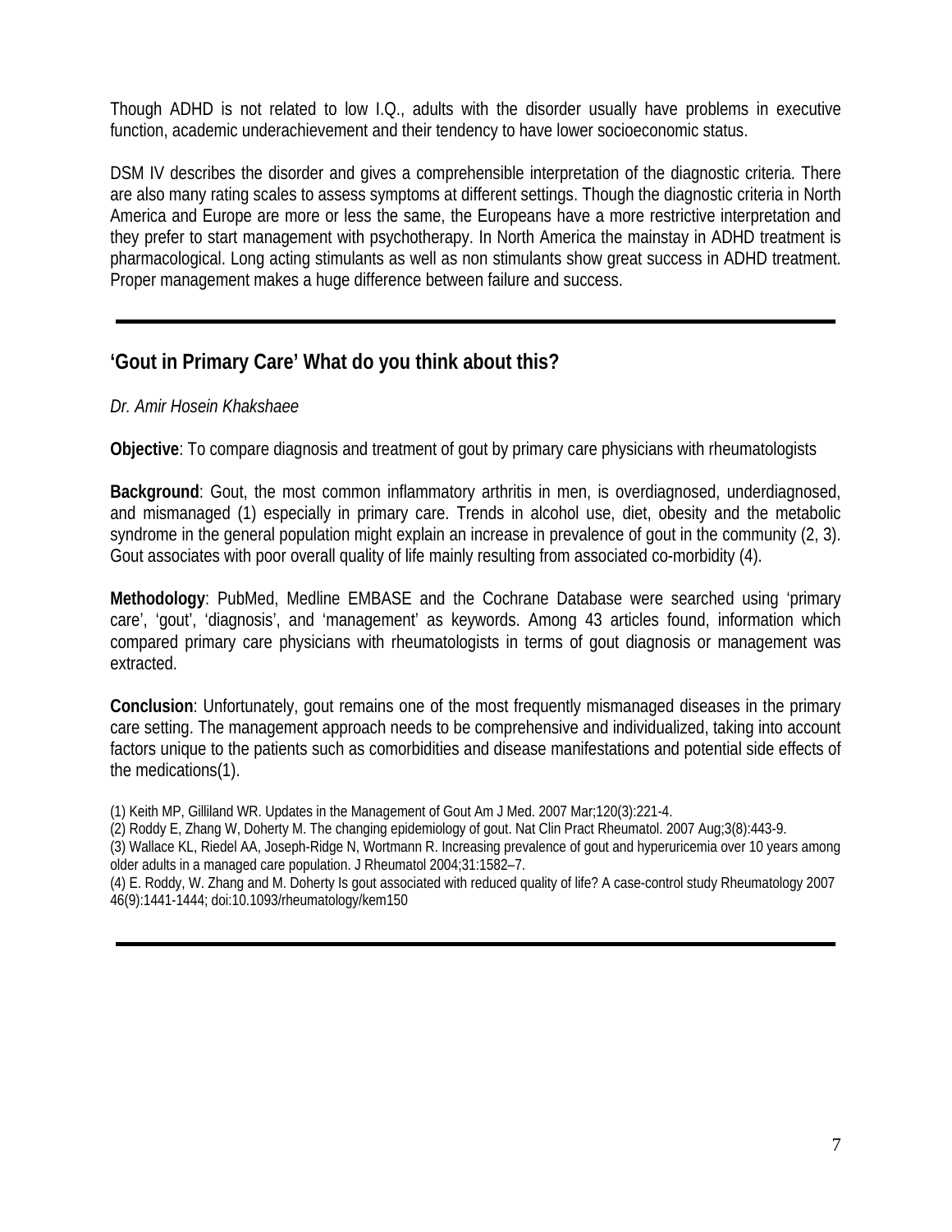Though ADHD is not related to low I.Q., adults with the disorder usually have problems in executive function, academic underachievement and their tendency to have lower socioeconomic status.

DSM IV describes the disorder and gives a comprehensible interpretation of the diagnostic criteria. There are also many rating scales to assess symptoms at different settings. Though the diagnostic criteria in North America and Europe are more or less the same, the Europeans have a more restrictive interpretation and they prefer to start management with psychotherapy. In North America the mainstay in ADHD treatment is pharmacological. Long acting stimulants as well as non stimulants show great success in ADHD treatment. Proper management makes a huge difference between failure and success.

---

## 'Gout in Primary Care' What do you think about this?

*Dr. Amir Hosein Khakshaee*

**Objective**: To compare diagnosis and treatment of gout by primary care physicians with rheumatologists

**Background**: Gout, the most common inflammatory arthritis in men, is overdiagnosed, underdiagnosed, and mismanaged (1) especially in primary care. Trends in alcohol use, diet, obesity and the metabolic syndrome in the general population might explain an increase in prevalence of gout in the community (2, 3). Gout associates with poor overall quality of life mainly resulting from associated co-morbidity (4).

**Methodology**: PubMed, Medline EMBASE and the Cochrane Database were searched using 'primary care', 'gout', 'diagnosis', and 'management' as keywords. Among 43 articles found, information which compared primary care physicians with rheumatologists in terms of gout diagnosis or management was extracted.

**Conclusion**: Unfortunately, gout remains one of the most frequently mismanaged diseases in the primary care setting. The management approach needs to be comprehensive and individualized, taking into account factors unique to the patients such as comorbidities and disease manifestations and potential side effects of the medications(1).

(1) Keith MP, Gilliland WR. Updates in the Management of Gout Am J Med. 2007 Mar;120(3):221-4.
(2) Roddy E, Zhang W, Doherty M. The changing epidemiology of gout. Nat Clin Pract Rheumatol. 2007 Aug;3(8):443-9.
(3) Wallace KL, Riedel AA, Joseph-Ridge N, Wortmann R. Increasing prevalence of gout and hyperuricemia over 10 years among older adults in a managed care population. J Rheumatol 2004;31:1582–7.
(4) E. Roddy, W. Zhang and M. Doherty Is gout associated with reduced quality of life? A case-control study Rheumatology 2007 46(9):1441-1444; doi:10.1093/rheumatology/kem150

---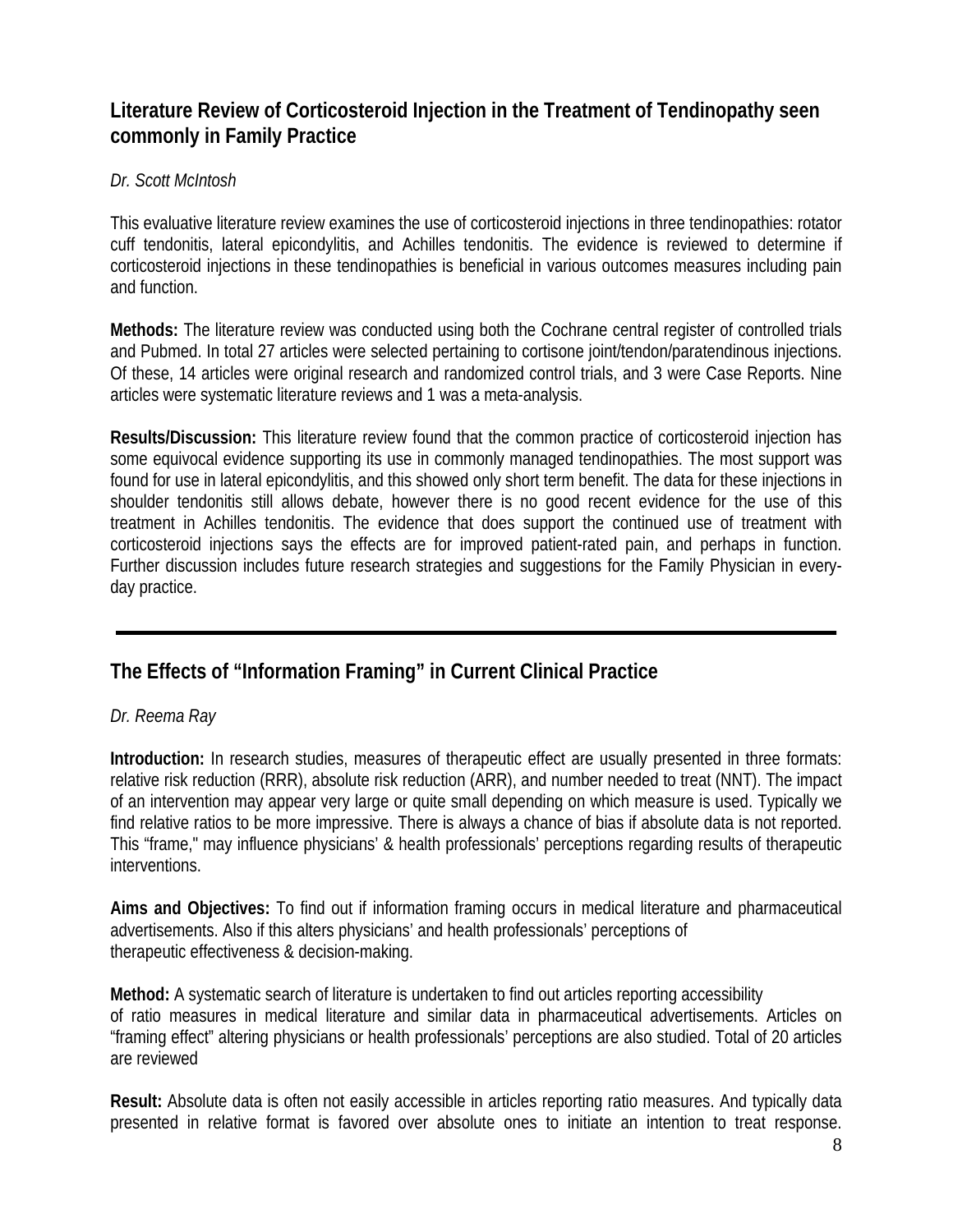## Literature Review of Corticosteroid Injection in the Treatment of Tendinopathy seen commonly in Family Practice

*Dr. Scott McIntosh*

This evaluative literature review examines the use of corticosteroid injections in three tendinopathies: rotator cuff tendonitis, lateral epicondylitis, and Achilles tendonitis. The evidence is reviewed to determine if corticosteroid injections in these tendinopathies is beneficial in various outcomes measures including pain and function.

**Methods:** The literature review was conducted using both the Cochrane central register of controlled trials and Pubmed. In total 27 articles were selected pertaining to cortisone joint/tendon/paratendinous injections. Of these, 14 articles were original research and randomized control trials, and 3 were Case Reports. Nine articles were systematic literature reviews and 1 was a meta-analysis.

**Results/Discussion:** This literature review found that the common practice of corticosteroid injection has some equivocal evidence supporting its use in commonly managed tendinopathies. The most support was found for use in lateral epicondylitis, and this showed only short term benefit. The data for these injections in shoulder tendonitis still allows debate, however there is no good recent evidence for the use of this treatment in Achilles tendonitis. The evidence that does support the continued use of treatment with corticosteroid injections says the effects are for improved patient-rated pain, and perhaps in function. Further discussion includes future research strategies and suggestions for the Family Physician in every-day practice.

---

## The Effects of "Information Framing" in Current Clinical Practice

*Dr. Reema Ray*

**Introduction:** In research studies, measures of therapeutic effect are usually presented in three formats: relative risk reduction (RRR), absolute risk reduction (ARR), and number needed to treat (NNT). The impact of an intervention may appear very large or quite small depending on which measure is used. Typically we find relative ratios to be more impressive. There is always a chance of bias if absolute data is not reported. This "frame," may influence physicians' & health professionals' perceptions regarding results of therapeutic interventions.

**Aims and Objectives:** To find out if information framing occurs in medical literature and pharmaceutical advertisements. Also if this alters physicians' and health professionals' perceptions of therapeutic effectiveness & decision-making.

**Method:** A systematic search of literature is undertaken to find out articles reporting accessibility of ratio measures in medical literature and similar data in pharmaceutical advertisements. Articles on "framing effect" altering physicians or health professionals' perceptions are also studied. Total of 20 articles are reviewed

**Result:** Absolute data is often not easily accessible in articles reporting ratio measures. And typically data presented in relative format is favored over absolute ones to initiate an intention to treat response.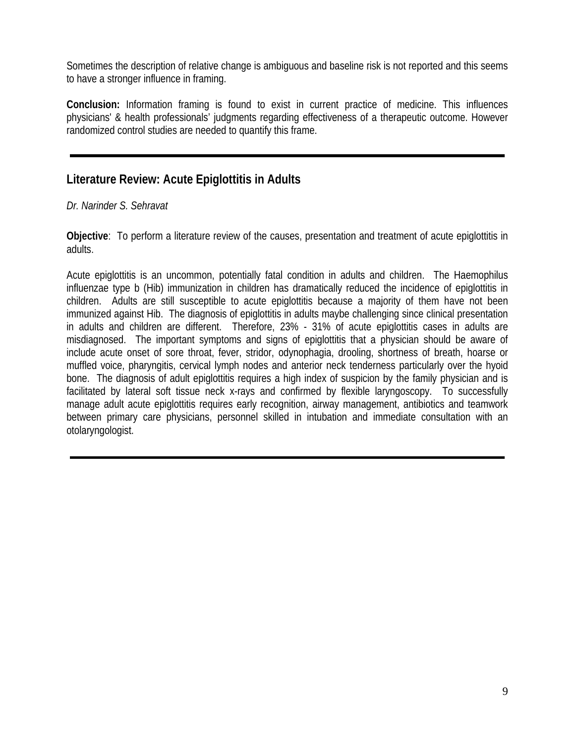Sometimes the description of relative change is ambiguous and baseline risk is not reported and this seems to have a stronger influence in framing.

**Conclusion:** Information framing is found to exist in current practice of medicine. This influences physicians' & health professionals' judgments regarding effectiveness of a therapeutic outcome. However randomized control studies are needed to quantify this frame.

---

## Literature Review: Acute Epiglottitis in Adults

*Dr. Narinder S. Sehravat*

**Objective**: To perform a literature review of the causes, presentation and treatment of acute epiglottitis in adults.

Acute epiglottitis is an uncommon, potentially fatal condition in adults and children. The Haemophilus influenzae type b (Hib) immunization in children has dramatically reduced the incidence of epiglottitis in children. Adults are still susceptible to acute epiglottitis because a majority of them have not been immunized against Hib. The diagnosis of epiglottitis in adults maybe challenging since clinical presentation in adults and children are different. Therefore, 23% - 31% of acute epiglottitis cases in adults are misdiagnosed. The important symptoms and signs of epiglottitis that a physician should be aware of include acute onset of sore throat, fever, stridor, odynophagia, drooling, shortness of breath, hoarse or muffled voice, pharyngitis, cervical lymph nodes and anterior neck tenderness particularly over the hyoid bone. The diagnosis of adult epiglottitis requires a high index of suspicion by the family physician and is facilitated by lateral soft tissue neck x-rays and confirmed by flexible laryngoscopy. To successfully manage adult acute epiglottitis requires early recognition, airway management, antibiotics and teamwork between primary care physicians, personnel skilled in intubation and immediate consultation with an otolaryngologist.

---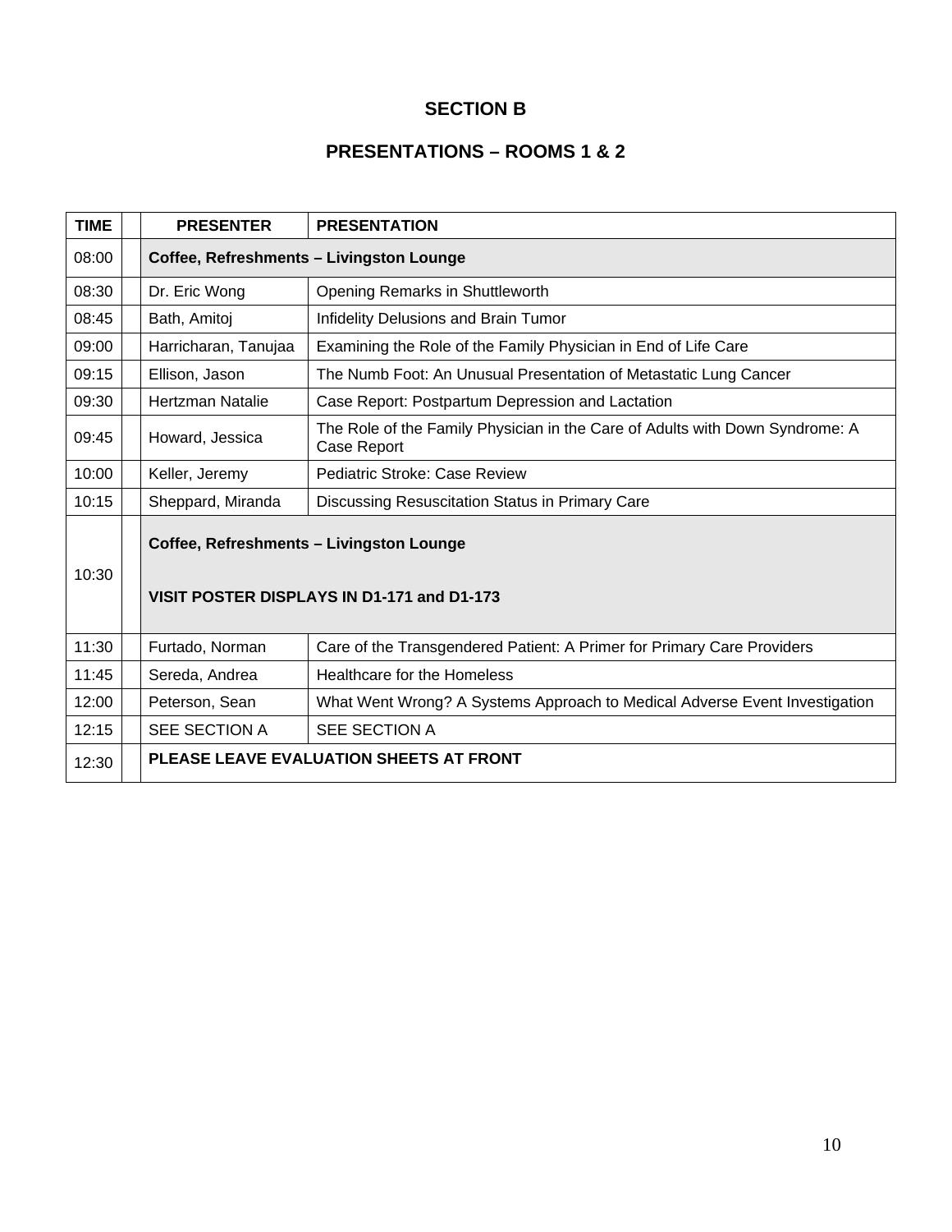## SECTION B

## PRESENTATIONS – ROOMS 1 & 2

| TIME | | PRESENTER | PRESENTATION |
|---|---|---|---|
| 08:00 | | **Coffee, Refreshments – Livingston Lounge** | |
| 08:30 | | Dr. Eric Wong | Opening Remarks in Shuttleworth |
| 08:45 | | Bath, Amitoj | Infidelity Delusions and Brain Tumor |
| 09:00 | | Harricharan, Tanujaa | Examining the Role of the Family Physician in End of Life Care |
| 09:15 | | Ellison, Jason | The Numb Foot: An Unusual Presentation of Metastatic Lung Cancer |
| 09:30 | | Hertzman Natalie | Case Report: Postpartum Depression and Lactation |
| 09:45 | | Howard, Jessica | The Role of the Family Physician in the Care of Adults with Down Syndrome: A Case Report |
| 10:00 | | Keller, Jeremy | Pediatric Stroke: Case Review |
| 10:15 | | Sheppard, Miranda | Discussing Resuscitation Status in Primary Care |
| 10:30 | | **Coffee, Refreshments – Livingston Lounge**<br><br>**VISIT POSTER DISPLAYS IN D1-171 and D1-173** | |
| 11:30 | | Furtado, Norman | Care of the Transgendered Patient: A Primer for Primary Care Providers |
| 11:45 | | Sereda, Andrea | Healthcare for the Homeless |
| 12:00 | | Peterson, Sean | What Went Wrong? A Systems Approach to Medical Adverse Event Investigation |
| 12:15 | | SEE SECTION A | SEE SECTION A |
| 12:30 | | **PLEASE LEAVE EVALUATION SHEETS AT FRONT** | |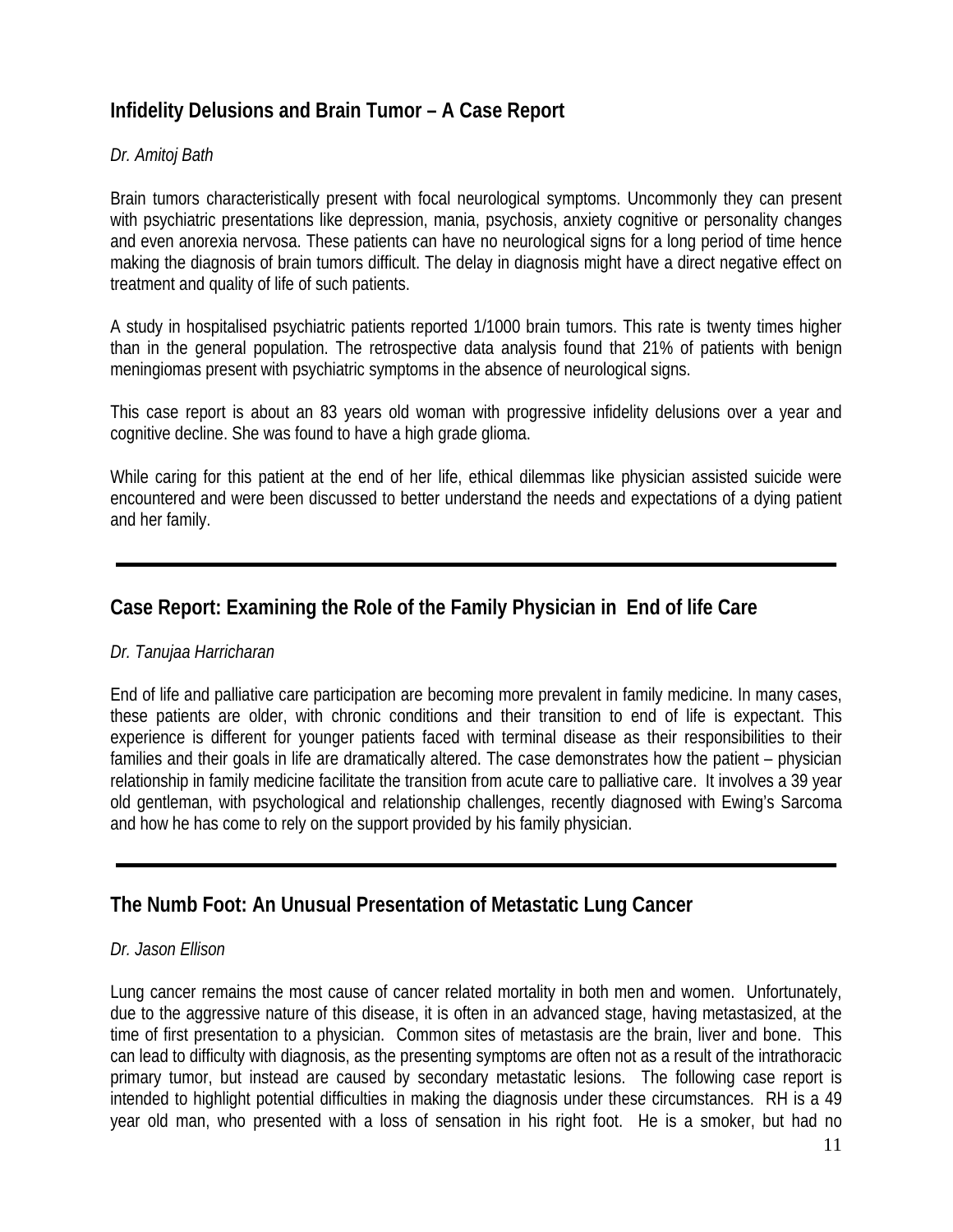## Infidelity Delusions and Brain Tumor – A Case Report

*Dr. Amitoj Bath*

Brain tumors characteristically present with focal neurological symptoms. Uncommonly they can present with psychiatric presentations like depression, mania, psychosis, anxiety cognitive or personality changes and even anorexia nervosa. These patients can have no neurological signs for a long period of time hence making the diagnosis of brain tumors difficult. The delay in diagnosis might have a direct negative effect on treatment and quality of life of such patients.

A study in hospitalised psychiatric patients reported 1/1000 brain tumors. This rate is twenty times higher than in the general population. The retrospective data analysis found that 21% of patients with benign meningiomas present with psychiatric symptoms in the absence of neurological signs.

This case report is about an 83 years old woman with progressive infidelity delusions over a year and cognitive decline. She was found to have a high grade glioma.

While caring for this patient at the end of her life, ethical dilemmas like physician assisted suicide were encountered and were been discussed to better understand the needs and expectations of a dying patient and her family.

---

## Case Report: Examining the Role of the Family Physician in End of life Care

*Dr. Tanujaa Harricharan*

End of life and palliative care participation are becoming more prevalent in family medicine. In many cases, these patients are older, with chronic conditions and their transition to end of life is expectant. This experience is different for younger patients faced with terminal disease as their responsibilities to their families and their goals in life are dramatically altered. The case demonstrates how the patient – physician relationship in family medicine facilitate the transition from acute care to palliative care. It involves a 39 year old gentleman, with psychological and relationship challenges, recently diagnosed with Ewing's Sarcoma and how he has come to rely on the support provided by his family physician.

---

## The Numb Foot: An Unusual Presentation of Metastatic Lung Cancer

*Dr. Jason Ellison*

Lung cancer remains the most cause of cancer related mortality in both men and women. Unfortunately, due to the aggressive nature of this disease, it is often in an advanced stage, having metastasized, at the time of first presentation to a physician. Common sites of metastasis are the brain, liver and bone. This can lead to difficulty with diagnosis, as the presenting symptoms are often not as a result of the intrathoracic primary tumor, but instead are caused by secondary metastatic lesions. The following case report is intended to highlight potential difficulties in making the diagnosis under these circumstances. RH is a 49 year old man, who presented with a loss of sensation in his right foot. He is a smoker, but had no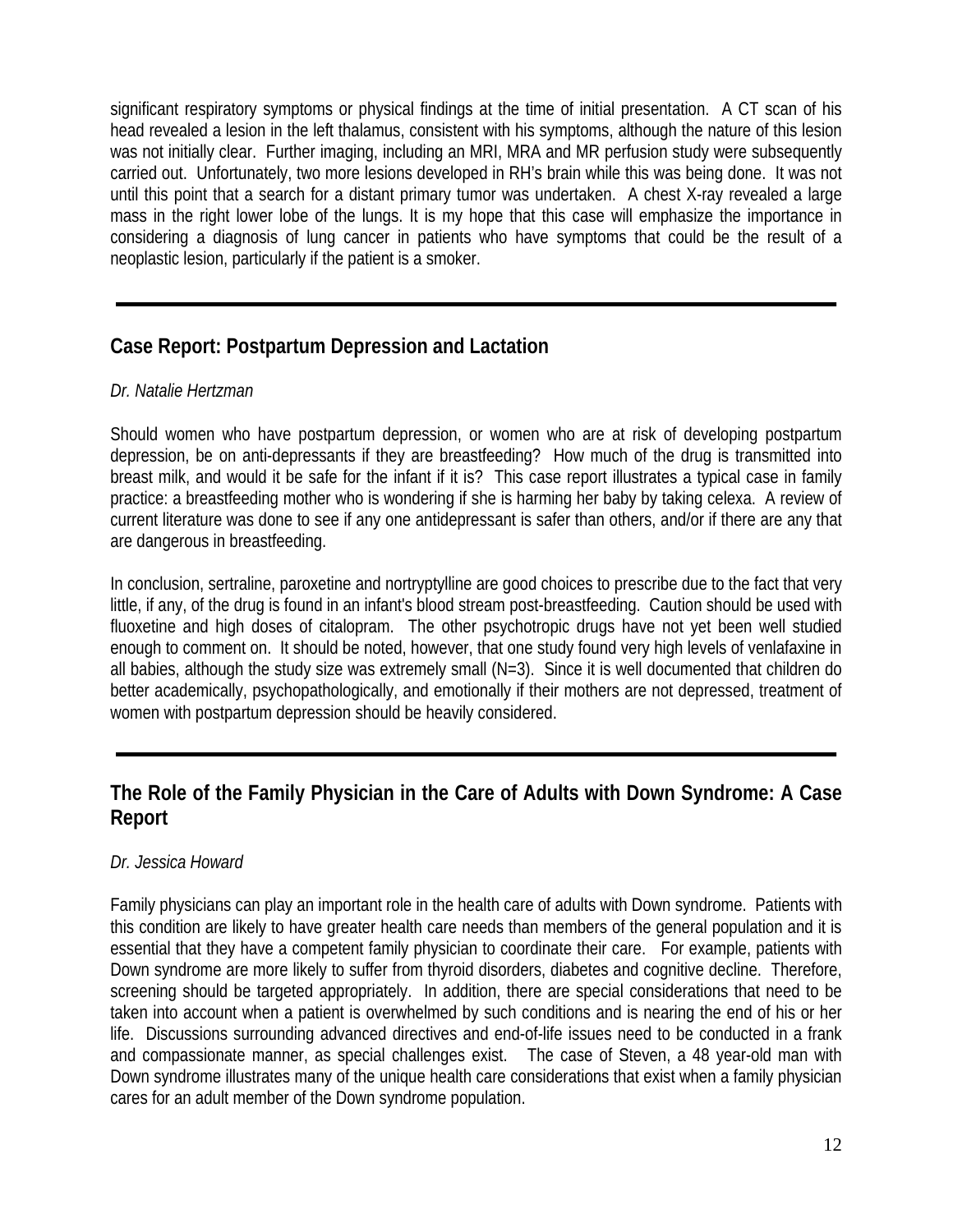significant respiratory symptoms or physical findings at the time of initial presentation. A CT scan of his head revealed a lesion in the left thalamus, consistent with his symptoms, although the nature of this lesion was not initially clear. Further imaging, including an MRI, MRA and MR perfusion study were subsequently carried out. Unfortunately, two more lesions developed in RH's brain while this was being done. It was not until this point that a search for a distant primary tumor was undertaken. A chest X-ray revealed a large mass in the right lower lobe of the lungs. It is my hope that this case will emphasize the importance in considering a diagnosis of lung cancer in patients who have symptoms that could be the result of a neoplastic lesion, particularly if the patient is a smoker.

---

## Case Report: Postpartum Depression and Lactation

*Dr. Natalie Hertzman*

Should women who have postpartum depression, or women who are at risk of developing postpartum depression, be on anti-depressants if they are breastfeeding? How much of the drug is transmitted into breast milk, and would it be safe for the infant if it is? This case report illustrates a typical case in family practice: a breastfeeding mother who is wondering if she is harming her baby by taking celexa. A review of current literature was done to see if any one antidepressant is safer than others, and/or if there are any that are dangerous in breastfeeding.

In conclusion, sertraline, paroxetine and nortryptylline are good choices to prescribe due to the fact that very little, if any, of the drug is found in an infant's blood stream post-breastfeeding. Caution should be used with fluoxetine and high doses of citalopram. The other psychotropic drugs have not yet been well studied enough to comment on. It should be noted, however, that one study found very high levels of venlafaxine in all babies, although the study size was extremely small (N=3). Since it is well documented that children do better academically, psychopathologically, and emotionally if their mothers are not depressed, treatment of women with postpartum depression should be heavily considered.

---

## The Role of the Family Physician in the Care of Adults with Down Syndrome: A Case Report

*Dr. Jessica Howard*

Family physicians can play an important role in the health care of adults with Down syndrome. Patients with this condition are likely to have greater health care needs than members of the general population and it is essential that they have a competent family physician to coordinate their care. For example, patients with Down syndrome are more likely to suffer from thyroid disorders, diabetes and cognitive decline. Therefore, screening should be targeted appropriately. In addition, there are special considerations that need to be taken into account when a patient is overwhelmed by such conditions and is nearing the end of his or her life. Discussions surrounding advanced directives and end-of-life issues need to be conducted in a frank and compassionate manner, as special challenges exist. The case of Steven, a 48 year-old man with Down syndrome illustrates many of the unique health care considerations that exist when a family physician cares for an adult member of the Down syndrome population.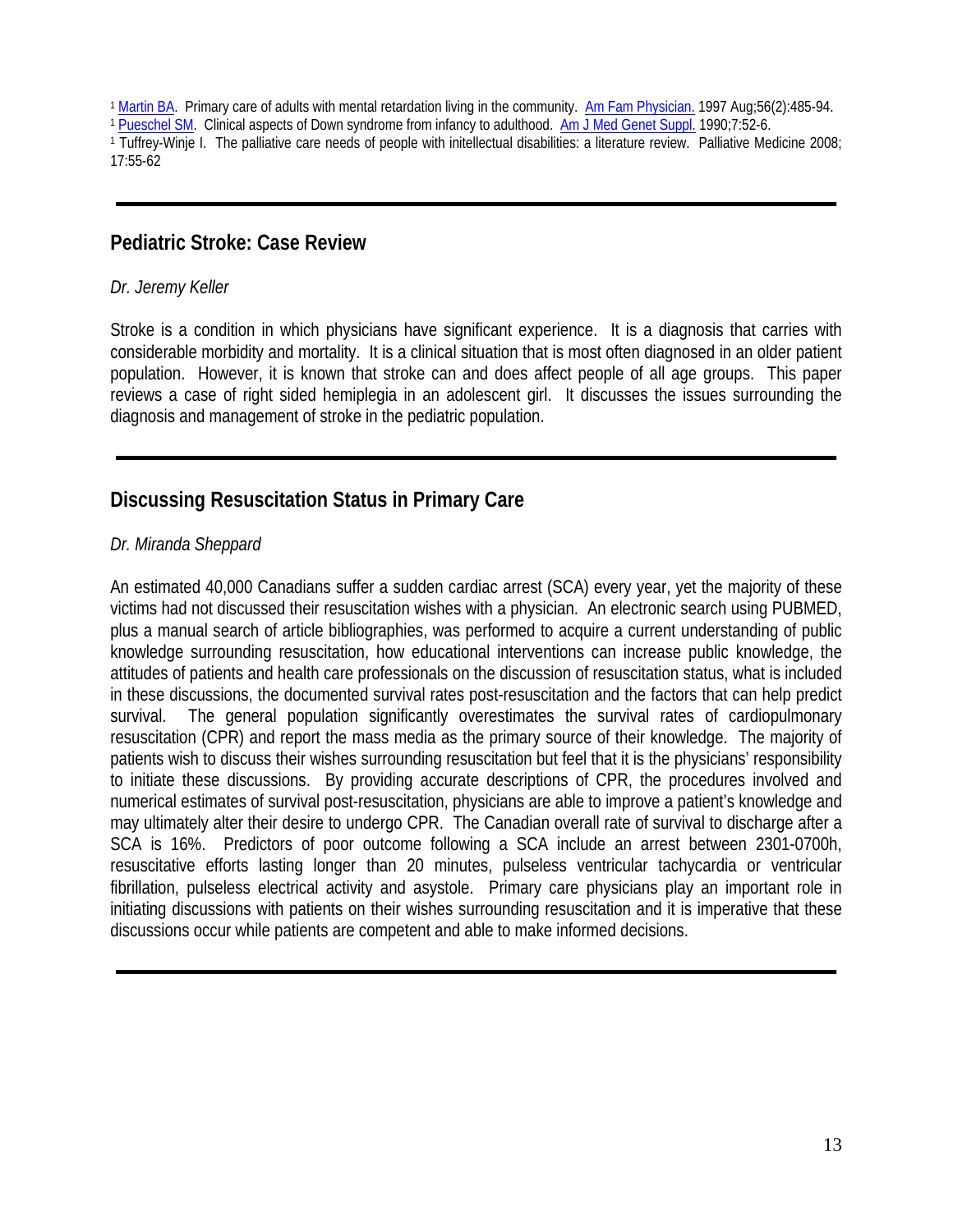[1] Martin BA. Primary care of adults with mental retardation living in the community. Am Fam Physician. 1997 Aug;56(2):485-94.
[1] Pueschel SM. Clinical aspects of Down syndrome from infancy to adulthood. Am J Med Genet Suppl. 1990;7:52-6.
[1] Tuffrey-Winje I. The palliative care needs of people with initellectual disabilities: a literature review. Palliative Medicine 2008; 17:55-62

---

## Pediatric Stroke: Case Review

*Dr. Jeremy Keller*

Stroke is a condition in which physicians have significant experience. It is a diagnosis that carries with considerable morbidity and mortality. It is a clinical situation that is most often diagnosed in an older patient population. However, it is known that stroke can and does affect people of all age groups. This paper reviews a case of right sided hemiplegia in an adolescent girl. It discusses the issues surrounding the diagnosis and management of stroke in the pediatric population.

---

## Discussing Resuscitation Status in Primary Care

*Dr. Miranda Sheppard*

An estimated 40,000 Canadians suffer a sudden cardiac arrest (SCA) every year, yet the majority of these victims had not discussed their resuscitation wishes with a physician. An electronic search using PUBMED, plus a manual search of article bibliographies, was performed to acquire a current understanding of public knowledge surrounding resuscitation, how educational interventions can increase public knowledge, the attitudes of patients and health care professionals on the discussion of resuscitation status, what is included in these discussions, the documented survival rates post-resuscitation and the factors that can help predict survival. The general population significantly overestimates the survival rates of cardiopulmonary resuscitation (CPR) and report the mass media as the primary source of their knowledge. The majority of patients wish to discuss their wishes surrounding resuscitation but feel that it is the physicians' responsibility to initiate these discussions. By providing accurate descriptions of CPR, the procedures involved and numerical estimates of survival post-resuscitation, physicians are able to improve a patient's knowledge and may ultimately alter their desire to undergo CPR. The Canadian overall rate of survival to discharge after a SCA is 16%. Predictors of poor outcome following a SCA include an arrest between 2301-0700h, resuscitative efforts lasting longer than 20 minutes, pulseless ventricular tachycardia or ventricular fibrillation, pulseless electrical activity and asystole. Primary care physicians play an important role in initiating discussions with patients on their wishes surrounding resuscitation and it is imperative that these discussions occur while patients are competent and able to make informed decisions.

---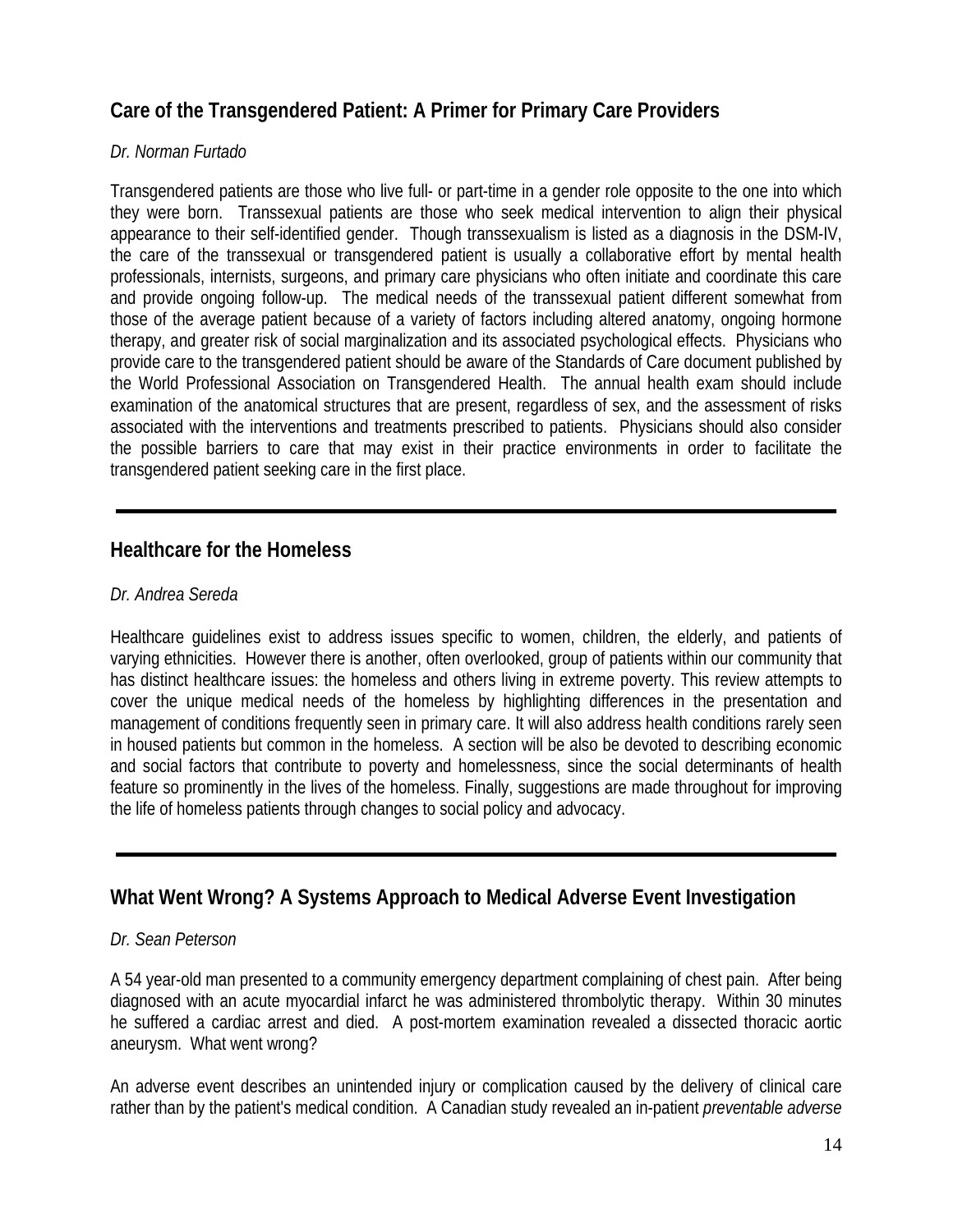## Care of the Transgendered Patient: A Primer for Primary Care Providers

*Dr. Norman Furtado*

Transgendered patients are those who live full- or part-time in a gender role opposite to the one into which they were born. Transsexual patients are those who seek medical intervention to align their physical appearance to their self-identified gender. Though transsexualism is listed as a diagnosis in the DSM-IV, the care of the transsexual or transgendered patient is usually a collaborative effort by mental health professionals, internists, surgeons, and primary care physicians who often initiate and coordinate this care and provide ongoing follow-up. The medical needs of the transsexual patient different somewhat from those of the average patient because of a variety of factors including altered anatomy, ongoing hormone therapy, and greater risk of social marginalization and its associated psychological effects. Physicians who provide care to the transgendered patient should be aware of the Standards of Care document published by the World Professional Association on Transgendered Health. The annual health exam should include examination of the anatomical structures that are present, regardless of sex, and the assessment of risks associated with the interventions and treatments prescribed to patients. Physicians should also consider the possible barriers to care that may exist in their practice environments in order to facilitate the transgendered patient seeking care in the first place.

---

## Healthcare for the Homeless

*Dr. Andrea Sereda*

Healthcare guidelines exist to address issues specific to women, children, the elderly, and patients of varying ethnicities. However there is another, often overlooked, group of patients within our community that has distinct healthcare issues: the homeless and others living in extreme poverty. This review attempts to cover the unique medical needs of the homeless by highlighting differences in the presentation and management of conditions frequently seen in primary care. It will also address health conditions rarely seen in housed patients but common in the homeless. A section will be also be devoted to describing economic and social factors that contribute to poverty and homelessness, since the social determinants of health feature so prominently in the lives of the homeless. Finally, suggestions are made throughout for improving the life of homeless patients through changes to social policy and advocacy.

---

## What Went Wrong? A Systems Approach to Medical Adverse Event Investigation

*Dr. Sean Peterson*

A 54 year-old man presented to a community emergency department complaining of chest pain. After being diagnosed with an acute myocardial infarct he was administered thrombolytic therapy. Within 30 minutes he suffered a cardiac arrest and died. A post-mortem examination revealed a dissected thoracic aortic aneurysm. What went wrong?

An adverse event describes an unintended injury or complication caused by the delivery of clinical care rather than by the patient's medical condition. A Canadian study revealed an in-patient *preventable adverse*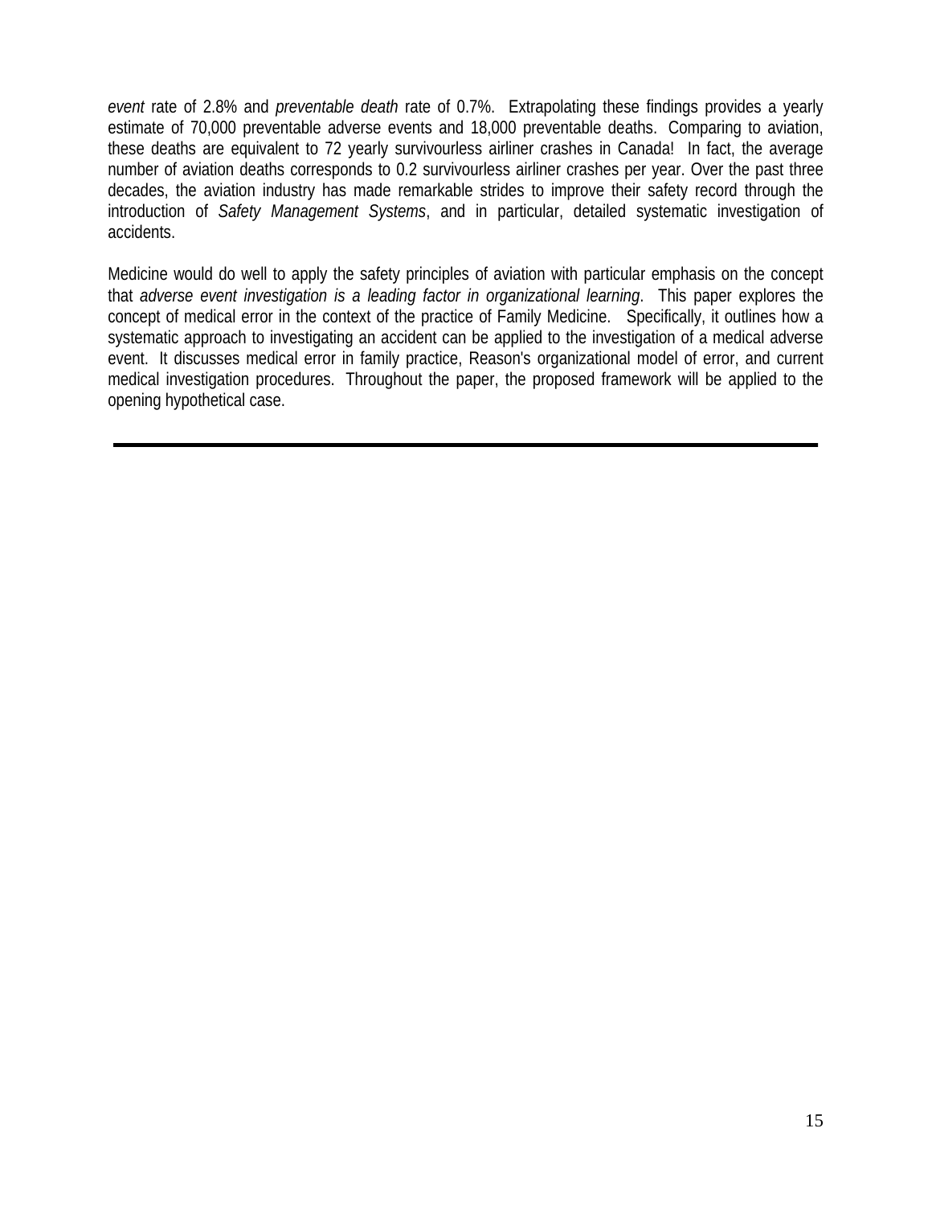*event* rate of 2.8% and *preventable death* rate of 0.7%. Extrapolating these findings provides a yearly estimate of 70,000 preventable adverse events and 18,000 preventable deaths. Comparing to aviation, these deaths are equivalent to 72 yearly survivourless airliner crashes in Canada! In fact, the average number of aviation deaths corresponds to 0.2 survivourless airliner crashes per year. Over the past three decades, the aviation industry has made remarkable strides to improve their safety record through the introduction of *Safety Management Systems*, and in particular, detailed systematic investigation of accidents.

Medicine would do well to apply the safety principles of aviation with particular emphasis on the concept that *adverse event investigation is a leading factor in organizational learning*. This paper explores the concept of medical error in the context of the practice of Family Medicine. Specifically, it outlines how a systematic approach to investigating an accident can be applied to the investigation of a medical adverse event. It discusses medical error in family practice, Reason's organizational model of error, and current medical investigation procedures. Throughout the paper, the proposed framework will be applied to the opening hypothetical case.

---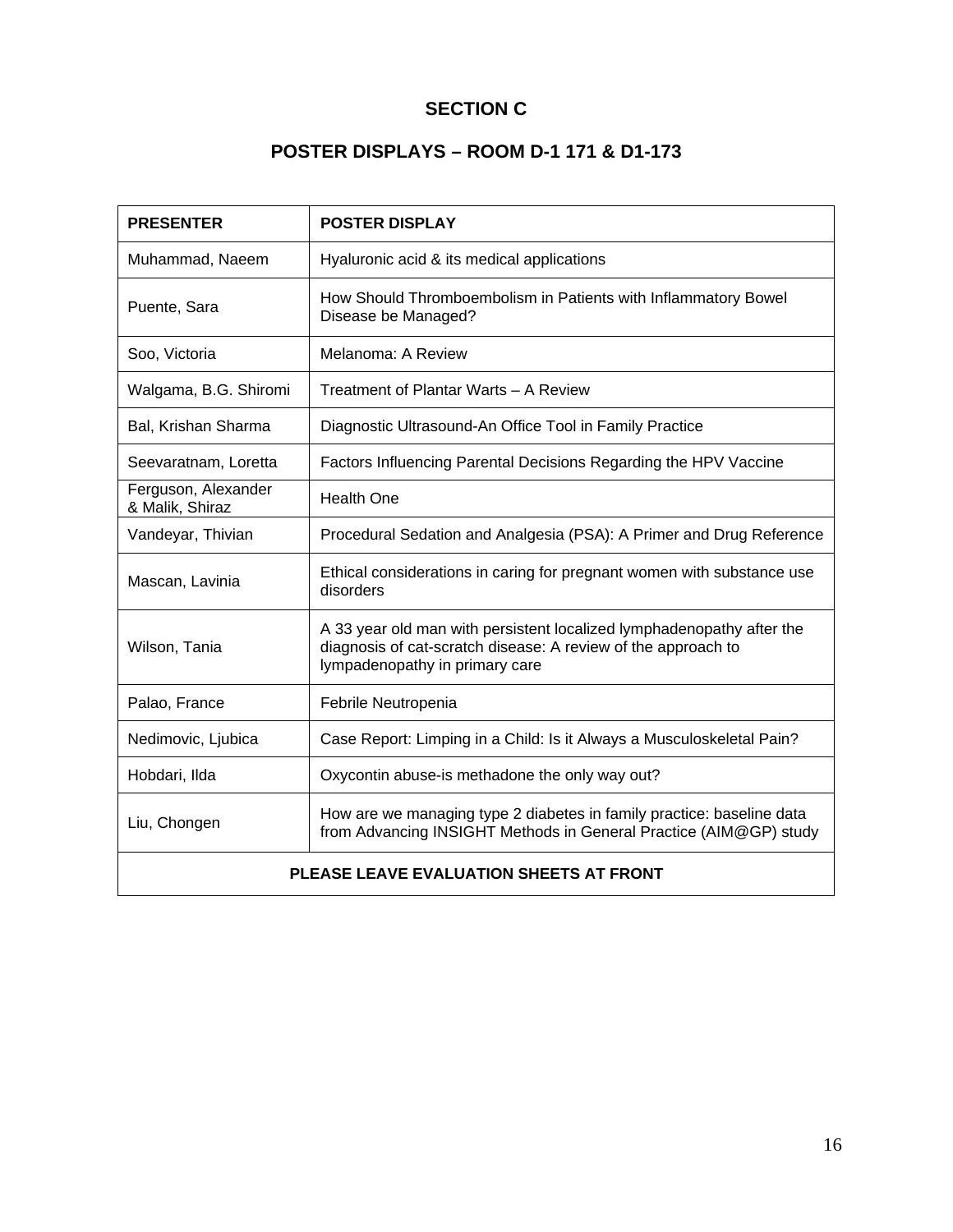# SECTION C

## POSTER DISPLAYS – ROOM D-1 171 & D1-173

| PRESENTER | POSTER DISPLAY |
|---|---|
| Muhammad, Naeem | Hyaluronic acid & its medical applications |
| Puente, Sara | How Should Thromboembolism in Patients with Inflammatory Bowel Disease be Managed? |
| Soo, Victoria | Melanoma: A Review |
| Walgama, B.G. Shiromi | Treatment of Plantar Warts – A Review |
| Bal, Krishan Sharma | Diagnostic Ultrasound-An Office Tool in Family Practice |
| Seevaratnam, Loretta | Factors Influencing Parental Decisions Regarding the HPV Vaccine |
| Ferguson, Alexander & Malik, Shiraz | Health One |
| Vandeyar, Thivian | Procedural Sedation and Analgesia (PSA): A Primer and Drug Reference |
| Mascan, Lavinia | Ethical considerations in caring for pregnant women with substance use disorders |
| Wilson, Tania | A 33 year old man with persistent localized lymphadenopathy after the diagnosis of cat-scratch disease: A review of the approach to lympadenopathy in primary care |
| Palao, France | Febrile Neutropenia |
| Nedimovic, Ljubica | Case Report: Limping in a Child: Is it Always a Musculoskeletal Pain? |
| Hobdari, Ilda | Oxycontin abuse-is methadone the only way out? |
| Liu, Chongen | How are we managing type 2 diabetes in family practice: baseline data from Advancing INSIGHT Methods in General Practice (AIM@GP) study |
| **PLEASE LEAVE EVALUATION SHEETS AT FRONT** | |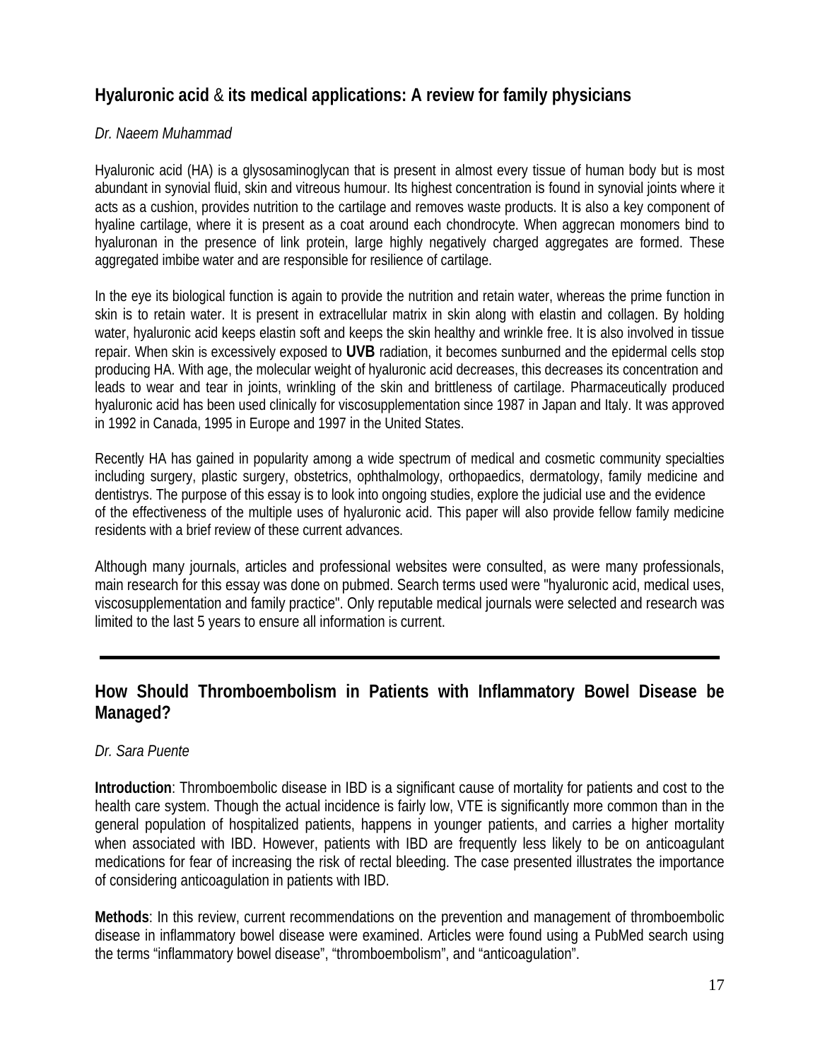## Hyaluronic acid & its medical applications: A review for family physicians

*Dr. Naeem Muhammad*

Hyaluronic acid (HA) is a glysosaminoglycan that is present in almost every tissue of human body but is most abundant in synovial fluid, skin and vitreous humour. Its highest concentration is found in synovial joints where it acts as a cushion, provides nutrition to the cartilage and removes waste products. It is also a key component of hyaline cartilage, where it is present as a coat around each chondrocyte. When aggrecan monomers bind to hyaluronan in the presence of link protein, large highly negatively charged aggregates are formed. These aggregated imbibe water and are responsible for resilience of cartilage.

In the eye its biological function is again to provide the nutrition and retain water, whereas the prime function in skin is to retain water. It is present in extracellular matrix in skin along with elastin and collagen. By holding water, hyaluronic acid keeps elastin soft and keeps the skin healthy and wrinkle free. It is also involved in tissue repair. When skin is excessively exposed to **UVB** radiation, it becomes sunburned and the epidermal cells stop producing HA. With age, the molecular weight of hyaluronic acid decreases, this decreases its concentration and leads to wear and tear in joints, wrinkling of the skin and brittleness of cartilage. Pharmaceutically produced hyaluronic acid has been used clinically for viscosupplementation since 1987 in Japan and Italy. It was approved in 1992 in Canada, 1995 in Europe and 1997 in the United States.

Recently HA has gained in popularity among a wide spectrum of medical and cosmetic community specialties including surgery, plastic surgery, obstetrics, ophthalmology, orthopaedics, dermatology, family medicine and dentistrys. The purpose of this essay is to look into ongoing studies, explore the judicial use and the evidence of the effectiveness of the multiple uses of hyaluronic acid. This paper will also provide fellow family medicine residents with a brief review of these current advances.

Although many journals, articles and professional websites were consulted, as were many professionals, main research for this essay was done on pubmed. Search terms used were "hyaluronic acid, medical uses, viscosupplementation and family practice". Only reputable medical journals were selected and research was limited to the last 5 years to ensure all information is current.

---

## How Should Thromboembolism in Patients with Inflammatory Bowel Disease be Managed?

*Dr. Sara Puente*

**Introduction**: Thromboembolic disease in IBD is a significant cause of mortality for patients and cost to the health care system. Though the actual incidence is fairly low, VTE is significantly more common than in the general population of hospitalized patients, happens in younger patients, and carries a higher mortality when associated with IBD. However, patients with IBD are frequently less likely to be on anticoagulant medications for fear of increasing the risk of rectal bleeding. The case presented illustrates the importance of considering anticoagulation in patients with IBD.

**Methods**: In this review, current recommendations on the prevention and management of thromboembolic disease in inflammatory bowel disease were examined. Articles were found using a PubMed search using the terms “inflammatory bowel disease”, “thromboembolism”, and “anticoagulation”.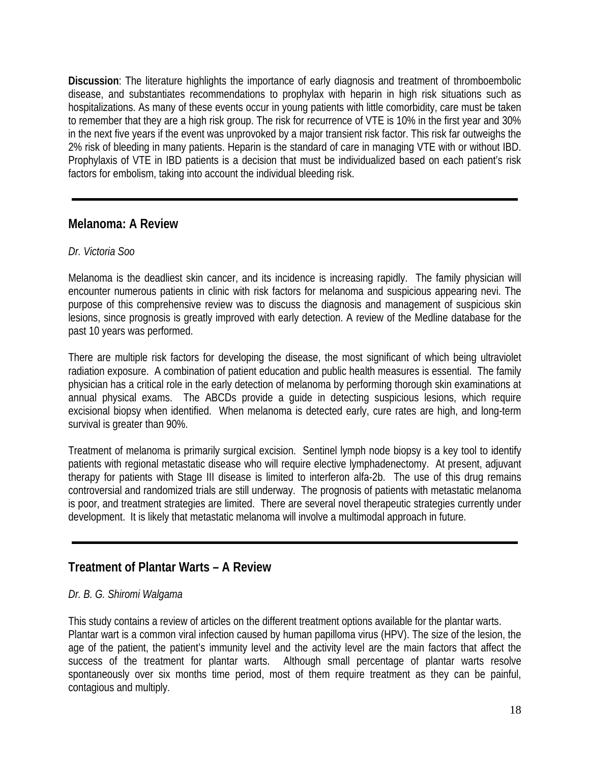**Discussion**: The literature highlights the importance of early diagnosis and treatment of thromboembolic disease, and substantiates recommendations to prophylax with heparin in high risk situations such as hospitalizations. As many of these events occur in young patients with little comorbidity, care must be taken to remember that they are a high risk group. The risk for recurrence of VTE is 10% in the first year and 30% in the next five years if the event was unprovoked by a major transient risk factor. This risk far outweighs the 2% risk of bleeding in many patients. Heparin is the standard of care in managing VTE with or without IBD. Prophylaxis of VTE in IBD patients is a decision that must be individualized based on each patient's risk factors for embolism, taking into account the individual bleeding risk.

---

## Melanoma: A Review

*Dr. Victoria Soo*

Melanoma is the deadliest skin cancer, and its incidence is increasing rapidly. The family physician will encounter numerous patients in clinic with risk factors for melanoma and suspicious appearing nevi. The purpose of this comprehensive review was to discuss the diagnosis and management of suspicious skin lesions, since prognosis is greatly improved with early detection. A review of the Medline database for the past 10 years was performed.

There are multiple risk factors for developing the disease, the most significant of which being ultraviolet radiation exposure. A combination of patient education and public health measures is essential. The family physician has a critical role in the early detection of melanoma by performing thorough skin examinations at annual physical exams. The ABCDs provide a guide in detecting suspicious lesions, which require excisional biopsy when identified. When melanoma is detected early, cure rates are high, and long-term survival is greater than 90%.

Treatment of melanoma is primarily surgical excision. Sentinel lymph node biopsy is a key tool to identify patients with regional metastatic disease who will require elective lymphadenectomy. At present, adjuvant therapy for patients with Stage III disease is limited to interferon alfa-2b. The use of this drug remains controversial and randomized trials are still underway. The prognosis of patients with metastatic melanoma is poor, and treatment strategies are limited. There are several novel therapeutic strategies currently under development. It is likely that metastatic melanoma will involve a multimodal approach in future.

---

## Treatment of Plantar Warts – A Review

*Dr. B. G. Shiromi Walgama*

This study contains a review of articles on the different treatment options available for the plantar warts.
Plantar wart is a common viral infection caused by human papilloma virus (HPV). The size of the lesion, the age of the patient, the patient's immunity level and the activity level are the main factors that affect the success of the treatment for plantar warts. Although small percentage of plantar warts resolve spontaneously over six months time period, most of them require treatment as they can be painful, contagious and multiply.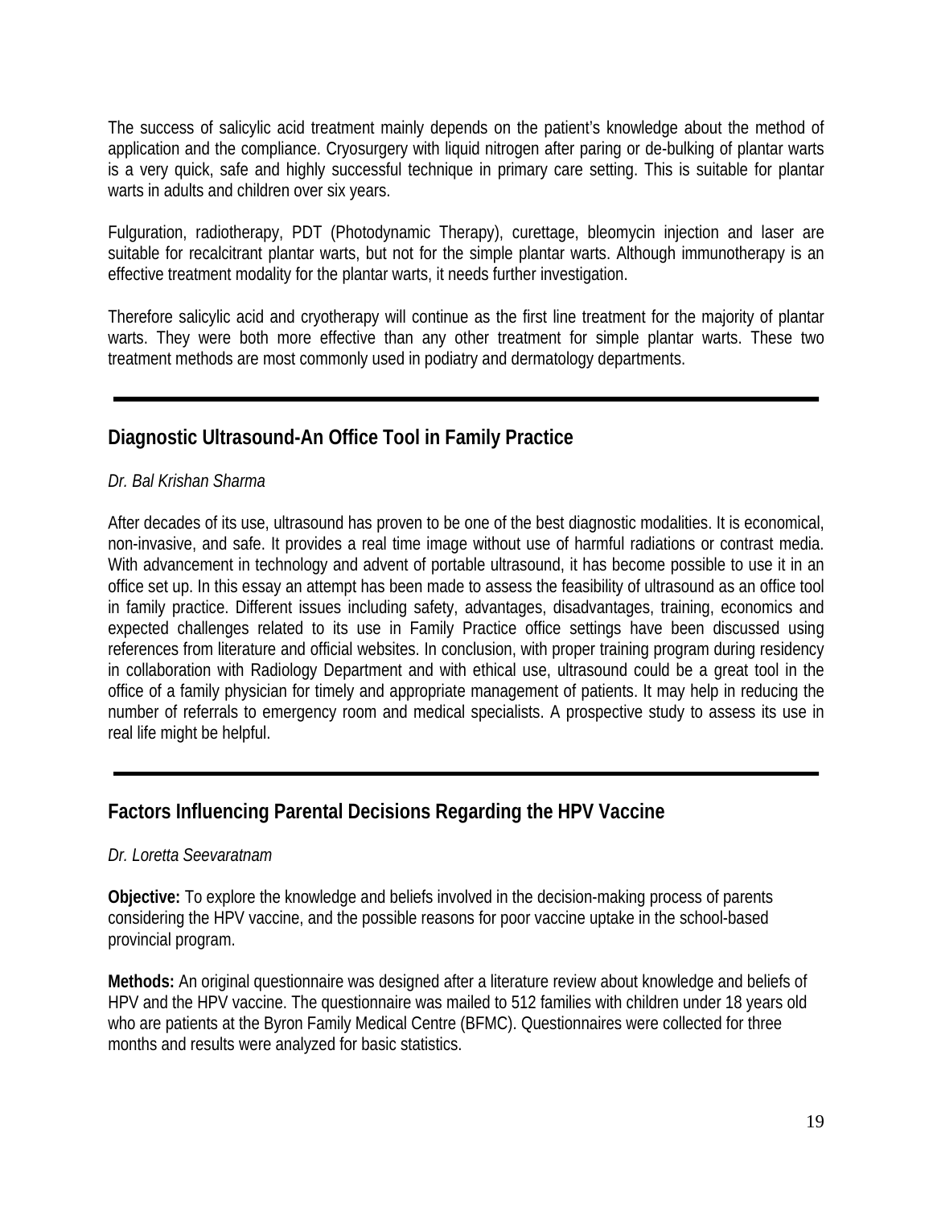The success of salicylic acid treatment mainly depends on the patient's knowledge about the method of application and the compliance. Cryosurgery with liquid nitrogen after paring or de-bulking of plantar warts is a very quick, safe and highly successful technique in primary care setting. This is suitable for plantar warts in adults and children over six years.

Fulguration, radiotherapy, PDT (Photodynamic Therapy), curettage, bleomycin injection and laser are suitable for recalcitrant plantar warts, but not for the simple plantar warts. Although immunotherapy is an effective treatment modality for the plantar warts, it needs further investigation.

Therefore salicylic acid and cryotherapy will continue as the first line treatment for the majority of plantar warts. They were both more effective than any other treatment for simple plantar warts. These two treatment methods are most commonly used in podiatry and dermatology departments.

---

## Diagnostic Ultrasound-An Office Tool in Family Practice

*Dr. Bal Krishan Sharma*

After decades of its use, ultrasound has proven to be one of the best diagnostic modalities. It is economical, non-invasive, and safe. It provides a real time image without use of harmful radiations or contrast media. With advancement in technology and advent of portable ultrasound, it has become possible to use it in an office set up. In this essay an attempt has been made to assess the feasibility of ultrasound as an office tool in family practice. Different issues including safety, advantages, disadvantages, training, economics and expected challenges related to its use in Family Practice office settings have been discussed using references from literature and official websites. In conclusion, with proper training program during residency in collaboration with Radiology Department and with ethical use, ultrasound could be a great tool in the office of a family physician for timely and appropriate management of patients. It may help in reducing the number of referrals to emergency room and medical specialists. A prospective study to assess its use in real life might be helpful.

---

## Factors Influencing Parental Decisions Regarding the HPV Vaccine

*Dr. Loretta Seevaratnam*

**Objective:** To explore the knowledge and beliefs involved in the decision-making process of parents considering the HPV vaccine, and the possible reasons for poor vaccine uptake in the school-based provincial program.

**Methods:** An original questionnaire was designed after a literature review about knowledge and beliefs of HPV and the HPV vaccine. The questionnaire was mailed to 512 families with children under 18 years old who are patients at the Byron Family Medical Centre (BFMC). Questionnaires were collected for three months and results were analyzed for basic statistics.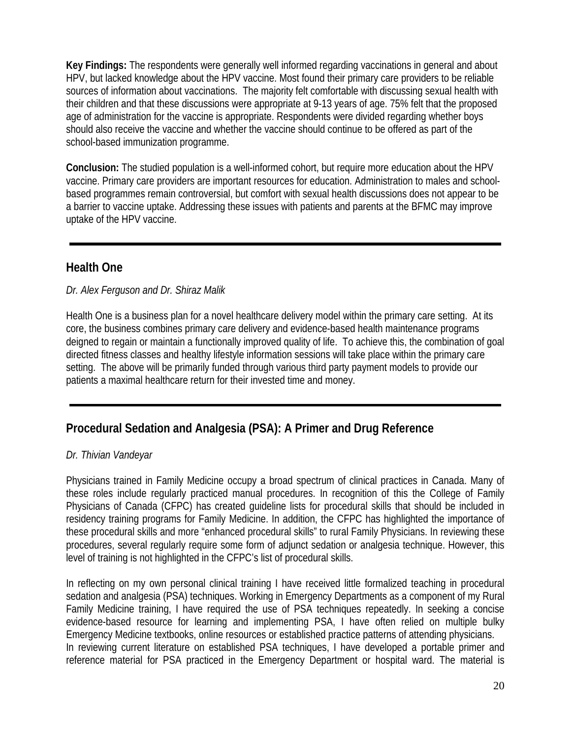**Key Findings:** The respondents were generally well informed regarding vaccinations in general and about HPV, but lacked knowledge about the HPV vaccine. Most found their primary care providers to be reliable sources of information about vaccinations. The majority felt comfortable with discussing sexual health with their children and that these discussions were appropriate at 9-13 years of age. 75% felt that the proposed age of administration for the vaccine is appropriate. Respondents were divided regarding whether boys should also receive the vaccine and whether the vaccine should continue to be offered as part of the school-based immunization programme.

**Conclusion:** The studied population is a well-informed cohort, but require more education about the HPV vaccine. Primary care providers are important resources for education. Administration to males and school-based programmes remain controversial, but comfort with sexual health discussions does not appear to be a barrier to vaccine uptake. Addressing these issues with patients and parents at the BFMC may improve uptake of the HPV vaccine.

---

## Health One

*Dr. Alex Ferguson and Dr. Shiraz Malik*

Health One is a business plan for a novel healthcare delivery model within the primary care setting. At its core, the business combines primary care delivery and evidence-based health maintenance programs deigned to regain or maintain a functionally improved quality of life. To achieve this, the combination of goal directed fitness classes and healthy lifestyle information sessions will take place within the primary care setting. The above will be primarily funded through various third party payment models to provide our patients a maximal healthcare return for their invested time and money.

---

## Procedural Sedation and Analgesia (PSA): A Primer and Drug Reference

*Dr. Thivian Vandeyar*

Physicians trained in Family Medicine occupy a broad spectrum of clinical practices in Canada. Many of these roles include regularly practiced manual procedures. In recognition of this the College of Family Physicians of Canada (CFPC) has created guideline lists for procedural skills that should be included in residency training programs for Family Medicine. In addition, the CFPC has highlighted the importance of these procedural skills and more "enhanced procedural skills" to rural Family Physicians. In reviewing these procedures, several regularly require some form of adjunct sedation or analgesia technique. However, this level of training is not highlighted in the CFPC's list of procedural skills.

In reflecting on my own personal clinical training I have received little formalized teaching in procedural sedation and analgesia (PSA) techniques. Working in Emergency Departments as a component of my Rural Family Medicine training, I have required the use of PSA techniques repeatedly. In seeking a concise evidence-based resource for learning and implementing PSA, I have often relied on multiple bulky Emergency Medicine textbooks, online resources or established practice patterns of attending physicians.
In reviewing current literature on established PSA techniques, I have developed a portable primer and reference material for PSA practiced in the Emergency Department or hospital ward. The material is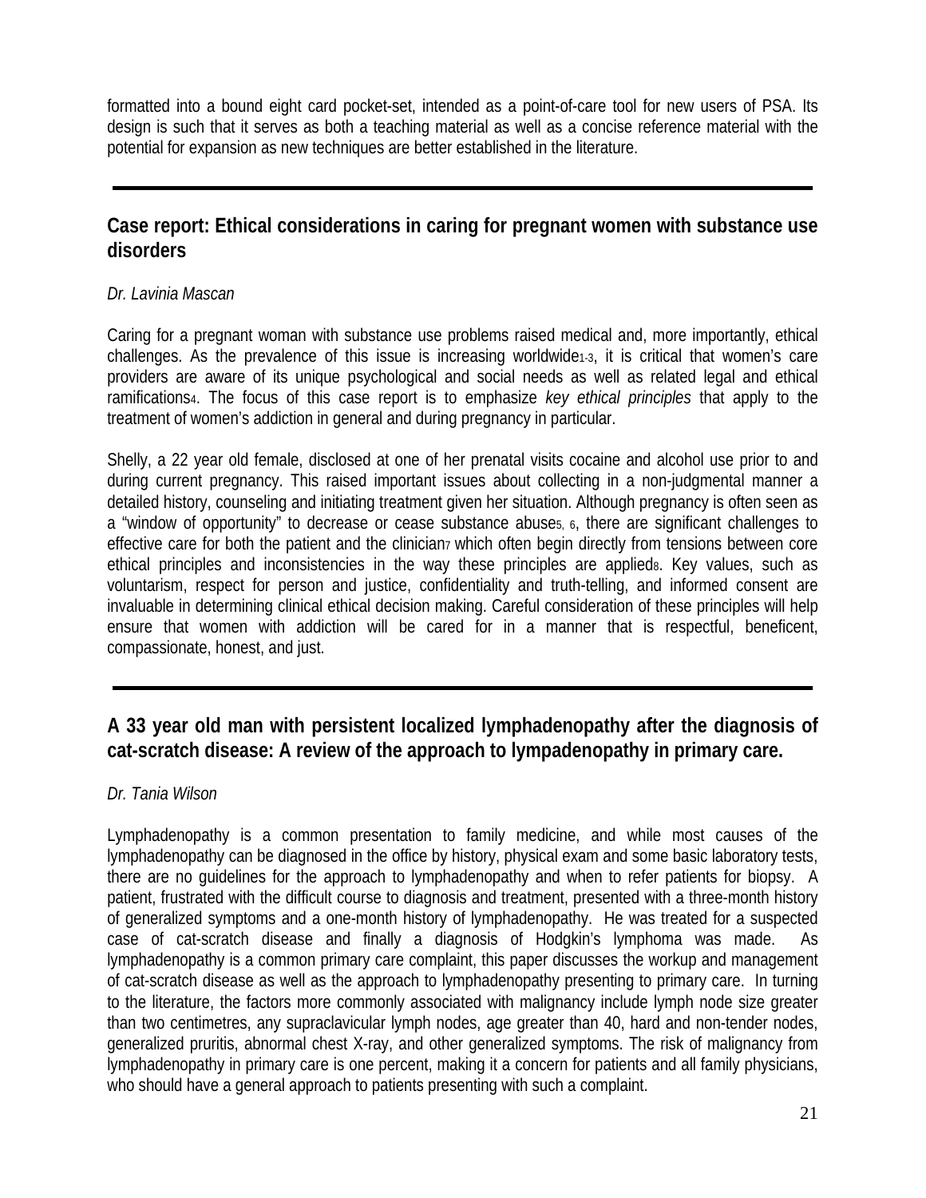formatted into a bound eight card pocket-set, intended as a point-of-care tool for new users of PSA. Its design is such that it serves as both a teaching material as well as a concise reference material with the potential for expansion as new techniques are better established in the literature.

---

## Case report: Ethical considerations in caring for pregnant women with substance use disorders

*Dr. Lavinia Mascan*

Caring for a pregnant woman with substance use problems raised medical and, more importantly, ethical challenges. As the prevalence of this issue is increasing worldwide[1-3], it is critical that women's care providers are aware of its unique psychological and social needs as well as related legal and ethical ramifications[4]. The focus of this case report is to emphasize *key ethical principles* that apply to the treatment of women's addiction in general and during pregnancy in particular.

Shelly, a 22 year old female, disclosed at one of her prenatal visits cocaine and alcohol use prior to and during current pregnancy. This raised important issues about collecting in a non-judgmental manner a detailed history, counseling and initiating treatment given her situation. Although pregnancy is often seen as a "window of opportunity" to decrease or cease substance abuse[5, 6], there are significant challenges to effective care for both the patient and the clinician[7] which often begin directly from tensions between core ethical principles and inconsistencies in the way these principles are applied[8]. Key values, such as voluntarism, respect for person and justice, confidentiality and truth-telling, and informed consent are invaluable in determining clinical ethical decision making. Careful consideration of these principles will help ensure that women with addiction will be cared for in a manner that is respectful, beneficent, compassionate, honest, and just.

---

## A 33 year old man with persistent localized lymphadenopathy after the diagnosis of cat-scratch disease: A review of the approach to lympadenopathy in primary care.

*Dr. Tania Wilson*

Lymphadenopathy is a common presentation to family medicine, and while most causes of the lymphadenopathy can be diagnosed in the office by history, physical exam and some basic laboratory tests, there are no guidelines for the approach to lymphadenopathy and when to refer patients for biopsy. A patient, frustrated with the difficult course to diagnosis and treatment, presented with a three-month history of generalized symptoms and a one-month history of lymphadenopathy. He was treated for a suspected case of cat-scratch disease and finally a diagnosis of Hodgkin's lymphoma was made. As lymphadenopathy is a common primary care complaint, this paper discusses the workup and management of cat-scratch disease as well as the approach to lymphadenopathy presenting to primary care. In turning to the literature, the factors more commonly associated with malignancy include lymph node size greater than two centimetres, any supraclavicular lymph nodes, age greater than 40, hard and non-tender nodes, generalized pruritis, abnormal chest X-ray, and other generalized symptoms. The risk of malignancy from lymphadenopathy in primary care is one percent, making it a concern for patients and all family physicians, who should have a general approach to patients presenting with such a complaint.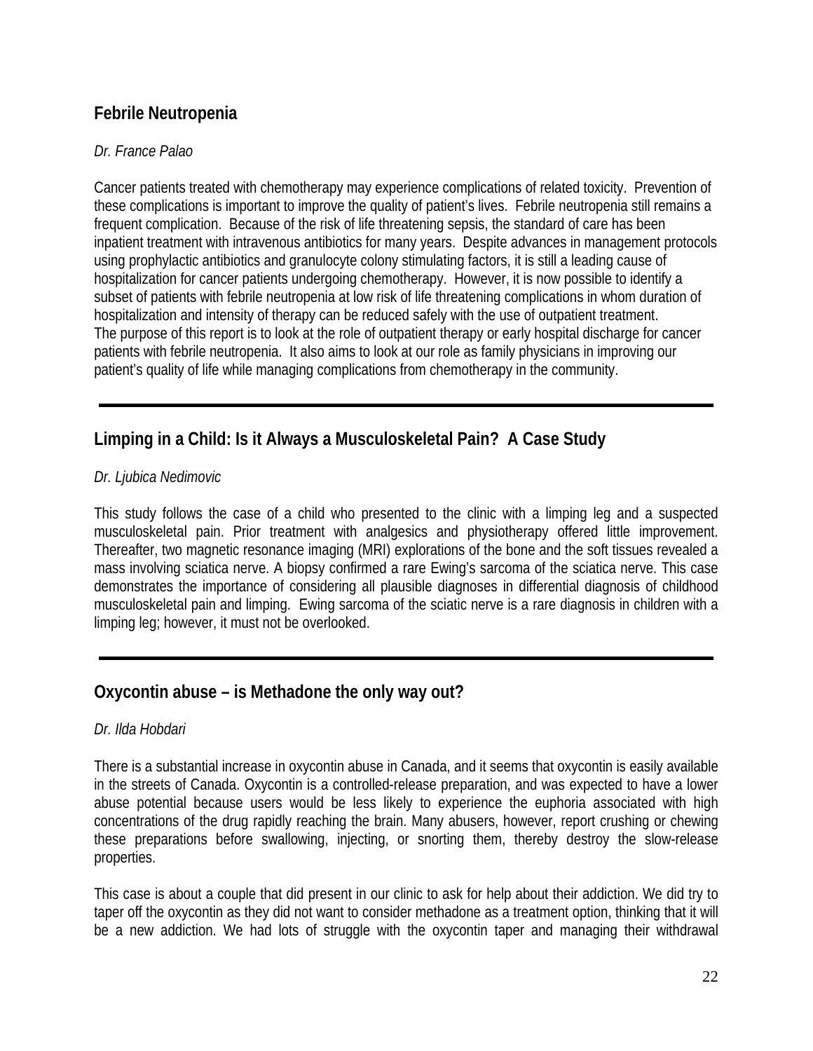## Febrile Neutropenia

*Dr. France Palao*

Cancer patients treated with chemotherapy may experience complications of related toxicity. Prevention of these complications is important to improve the quality of patient's lives. Febrile neutropenia still remains a frequent complication. Because of the risk of life threatening sepsis, the standard of care has been inpatient treatment with intravenous antibiotics for many years. Despite advances in management protocols using prophylactic antibiotics and granulocyte colony stimulating factors, it is still a leading cause of hospitalization for cancer patients undergoing chemotherapy. However, it is now possible to identify a subset of patients with febrile neutropenia at low risk of life threatening complications in whom duration of hospitalization and intensity of therapy can be reduced safely with the use of outpatient treatment.
The purpose of this report is to look at the role of outpatient therapy or early hospital discharge for cancer patients with febrile neutropenia. It also aims to look at our role as family physicians in improving our patient's quality of life while managing complications from chemotherapy in the community.

---

## Limping in a Child: Is it Always a Musculoskeletal Pain? A Case Study

*Dr. Ljubica Nedimovic*

This study follows the case of a child who presented to the clinic with a limping leg and a suspected musculoskeletal pain. Prior treatment with analgesics and physiotherapy offered little improvement. Thereafter, two magnetic resonance imaging (MRI) explorations of the bone and the soft tissues revealed a mass involving sciatica nerve. A biopsy confirmed a rare Ewing's sarcoma of the sciatica nerve. This case demonstrates the importance of considering all plausible diagnoses in differential diagnosis of childhood musculoskeletal pain and limping. Ewing sarcoma of the sciatic nerve is a rare diagnosis in children with a limping leg; however, it must not be overlooked.

---

## Oxycontin abuse – is Methadone the only way out?

*Dr. Ilda Hobdari*

There is a substantial increase in oxycontin abuse in Canada, and it seems that oxycontin is easily available in the streets of Canada. Oxycontin is a controlled-release preparation, and was expected to have a lower abuse potential because users would be less likely to experience the euphoria associated with high concentrations of the drug rapidly reaching the brain. Many abusers, however, report crushing or chewing these preparations before swallowing, injecting, or snorting them, thereby destroy the slow-release properties.

This case is about a couple that did present in our clinic to ask for help about their addiction. We did try to taper off the oxycontin as they did not want to consider methadone as a treatment option, thinking that it will be a new addiction. We had lots of struggle with the oxycontin taper and managing their withdrawal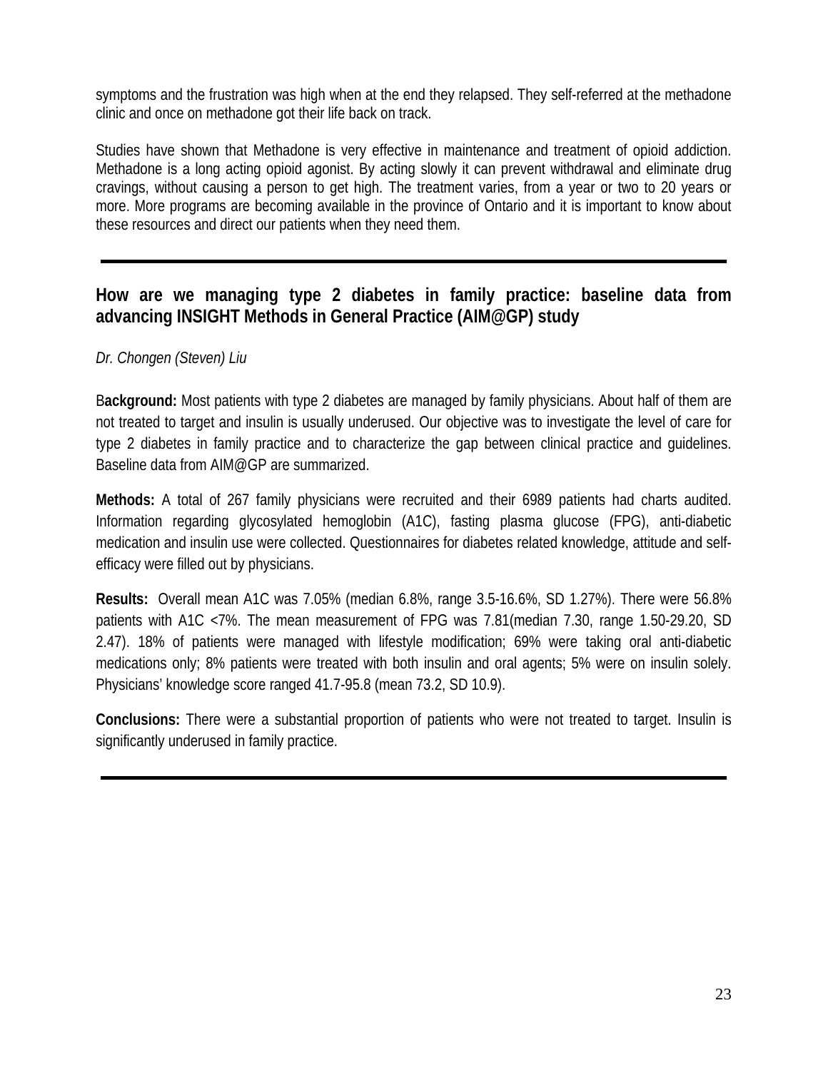symptoms and the frustration was high when at the end they relapsed. They self-referred at the methadone clinic and once on methadone got their life back on track.

Studies have shown that Methadone is very effective in maintenance and treatment of opioid addiction. Methadone is a long acting opioid agonist. By acting slowly it can prevent withdrawal and eliminate drug cravings, without causing a person to get high. The treatment varies, from a year or two to 20 years or more. More programs are becoming available in the province of Ontario and it is important to know about these resources and direct our patients when they need them.

---

## How are we managing type 2 diabetes in family practice: baseline data from advancing INSIGHT Methods in General Practice (AIM@GP) study

*Dr. Chongen (Steven) Liu*

B**ackground:** Most patients with type 2 diabetes are managed by family physicians. About half of them are not treated to target and insulin is usually underused. Our objective was to investigate the level of care for type 2 diabetes in family practice and to characterize the gap between clinical practice and guidelines. Baseline data from AIM@GP are summarized.

**Methods:** A total of 267 family physicians were recruited and their 6989 patients had charts audited. Information regarding glycosylated hemoglobin (A1C), fasting plasma glucose (FPG), anti-diabetic medication and insulin use were collected. Questionnaires for diabetes related knowledge, attitude and self-efficacy were filled out by physicians.

**Results:** Overall mean A1C was 7.05% (median 6.8%, range 3.5-16.6%, SD 1.27%). There were 56.8% patients with A1C <7%. The mean measurement of FPG was 7.81(median 7.30, range 1.50-29.20, SD 2.47). 18% of patients were managed with lifestyle modification; 69% were taking oral anti-diabetic medications only; 8% patients were treated with both insulin and oral agents; 5% were on insulin solely. Physicians' knowledge score ranged 41.7-95.8 (mean 73.2, SD 10.9).

**Conclusions:** There were a substantial proportion of patients who were not treated to target. Insulin is significantly underused in family practice.

---